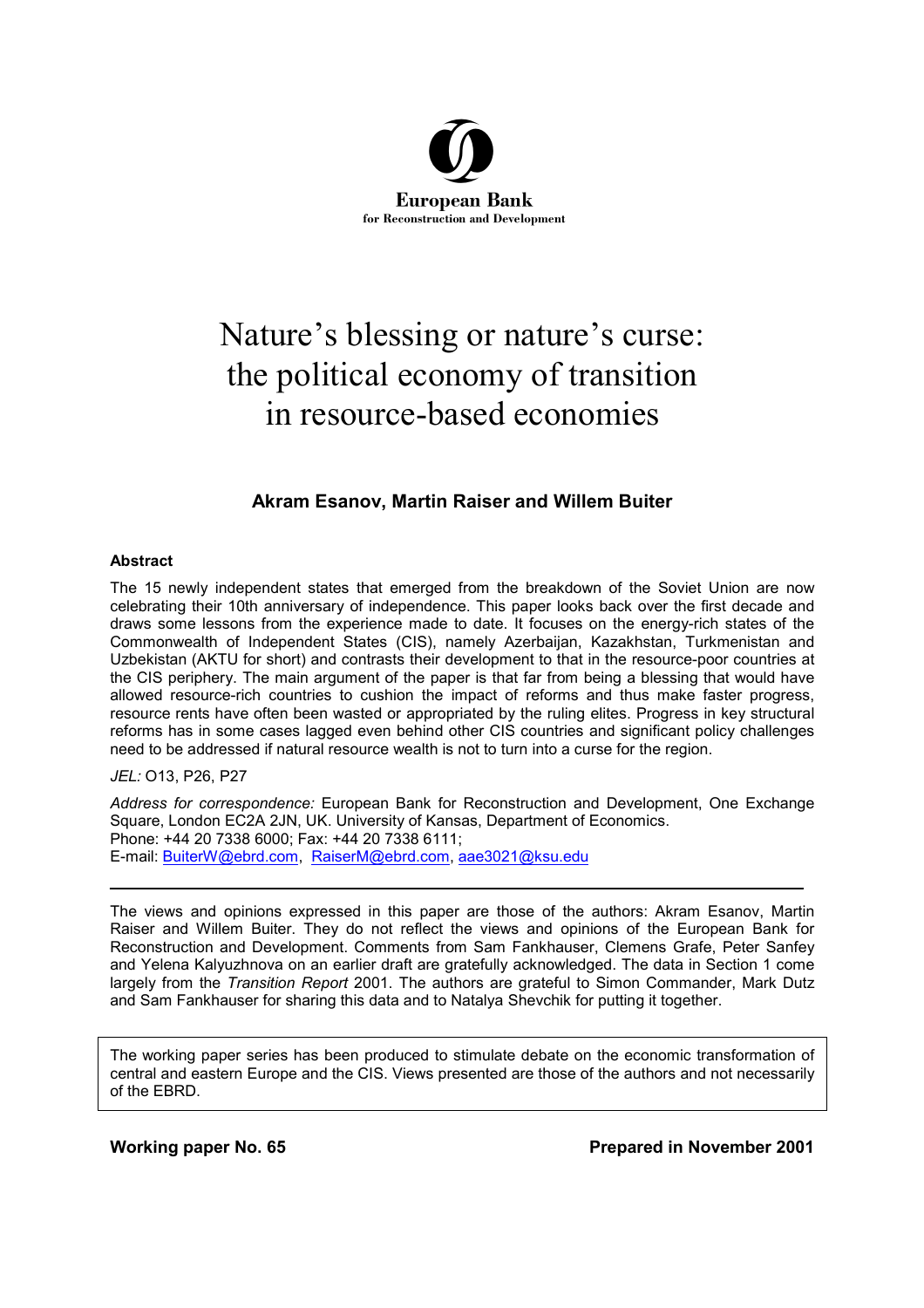European Bank
for Reconstruction and Development

# Nature's blessing or nature's curse: the political economy of transition in resource-based economies

**Akram Esanov, Martin Raiser and Willem Buiter**

#### Abstract

The 15 newly independent states that emerged from the breakdown of the Soviet Union are now celebrating their 10th anniversary of independence. This paper looks back over the first decade and draws some lessons from the experience made to date. It focuses on the energy-rich states of the Commonwealth of Independent States (CIS), namely Azerbaijan, Kazakhstan, Turkmenistan and Uzbekistan (AKTU for short) and contrasts their development to that in the resource-poor countries at the CIS periphery. The main argument of the paper is that far from being a blessing that would have allowed resource-rich countries to cushion the impact of reforms and thus make faster progress, resource rents have often been wasted or appropriated by the ruling elites. Progress in key structural reforms has in some cases lagged even behind other CIS countries and significant policy challenges need to be addressed if natural resource wealth is not to turn into a curse for the region.

*JEL:* O13, P26, P27

*Address for correspondence:* European Bank for Reconstruction and Development, One Exchange Square, London EC2A 2JN, UK. University of Kansas, Department of Economics.
Phone: +44 20 7338 6000; Fax: +44 20 7338 6111;
E-mail: BuiterW@ebrd.com, RaiserM@ebrd.com, aae3021@ksu.edu

---

The views and opinions expressed in this paper are those of the authors: Akram Esanov, Martin Raiser and Willem Buiter. They do not reflect the views and opinions of the European Bank for Reconstruction and Development. Comments from Sam Fankhauser, Clemens Grafe, Peter Sanfey and Yelena Kalyuzhnova on an earlier draft are gratefully acknowledged. The data in Section 1 come largely from the *Transition Report* 2001. The authors are grateful to Simon Commander, Mark Dutz and Sam Fankhauser for sharing this data and to Natalya Shevchik for putting it together.

The working paper series has been produced to stimulate debate on the economic transformation of central and eastern Europe and the CIS. Views presented are those of the authors and not necessarily of the EBRD.

**Working paper No. 65** | **Prepared in November 2001**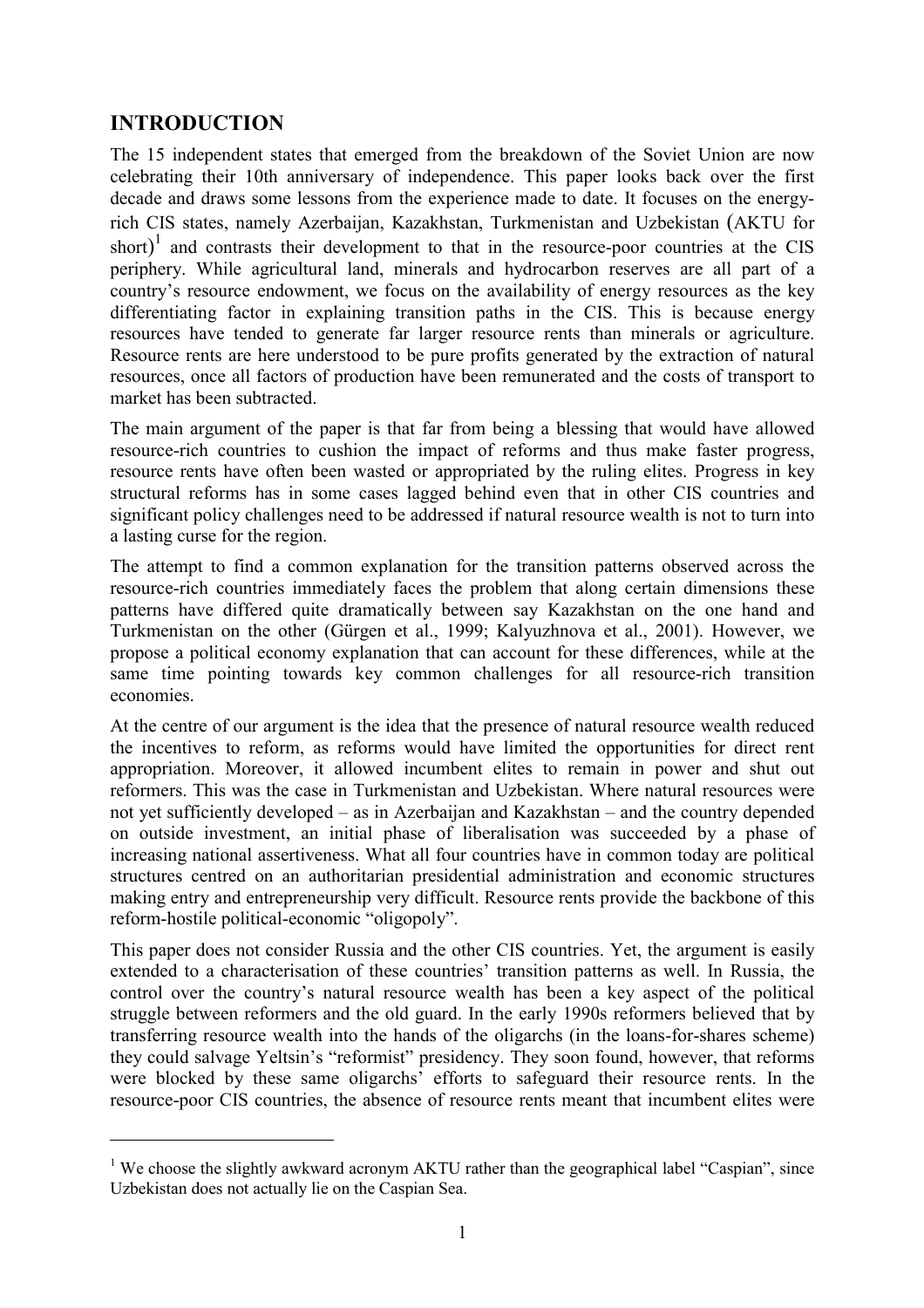## INTRODUCTION

The 15 independent states that emerged from the breakdown of the Soviet Union are now celebrating their 10th anniversary of independence. This paper looks back over the first decade and draws some lessons from the experience made to date. It focuses on the energy-rich CIS states, namely Azerbaijan, Kazakhstan, Turkmenistan and Uzbekistan (AKTU for short)[1] and contrasts their development to that in the resource-poor countries at the CIS periphery. While agricultural land, minerals and hydrocarbon reserves are all part of a country's resource endowment, we focus on the availability of energy resources as the key differentiating factor in explaining transition paths in the CIS. This is because energy resources have tended to generate far larger resource rents than minerals or agriculture. Resource rents are here understood to be pure profits generated by the extraction of natural resources, once all factors of production have been remunerated and the costs of transport to market has been subtracted.

The main argument of the paper is that far from being a blessing that would have allowed resource-rich countries to cushion the impact of reforms and thus make faster progress, resource rents have often been wasted or appropriated by the ruling elites. Progress in key structural reforms has in some cases lagged behind even that in other CIS countries and significant policy challenges need to be addressed if natural resource wealth is not to turn into a lasting curse for the region.

The attempt to find a common explanation for the transition patterns observed across the resource-rich countries immediately faces the problem that along certain dimensions these patterns have differed quite dramatically between say Kazakhstan on the one hand and Turkmenistan on the other (Gürgen et al., 1999; Kalyuzhnova et al., 2001). However, we propose a political economy explanation that can account for these differences, while at the same time pointing towards key common challenges for all resource-rich transition economies.

At the centre of our argument is the idea that the presence of natural resource wealth reduced the incentives to reform, as reforms would have limited the opportunities for direct rent appropriation. Moreover, it allowed incumbent elites to remain in power and shut out reformers. This was the case in Turkmenistan and Uzbekistan. Where natural resources were not yet sufficiently developed – as in Azerbaijan and Kazakhstan – and the country depended on outside investment, an initial phase of liberalisation was succeeded by a phase of increasing national assertiveness. What all four countries have in common today are political structures centred on an authoritarian presidential administration and economic structures making entry and entrepreneurship very difficult. Resource rents provide the backbone of this reform-hostile political-economic "oligopoly".

This paper does not consider Russia and the other CIS countries. Yet, the argument is easily extended to a characterisation of these countries' transition patterns as well. In Russia, the control over the country's natural resource wealth has been a key aspect of the political struggle between reformers and the old guard. In the early 1990s reformers believed that by transferring resource wealth into the hands of the oligarchs (in the loans-for-shares scheme) they could salvage Yeltsin's "reformist" presidency. They soon found, however, that reforms were blocked by these same oligarchs' efforts to safeguard their resource rents. In the resource-poor CIS countries, the absence of resource rents meant that incumbent elites were

---

[1] We choose the slightly awkward acronym AKTU rather than the geographical label "Caspian", since Uzbekistan does not actually lie on the Caspian Sea.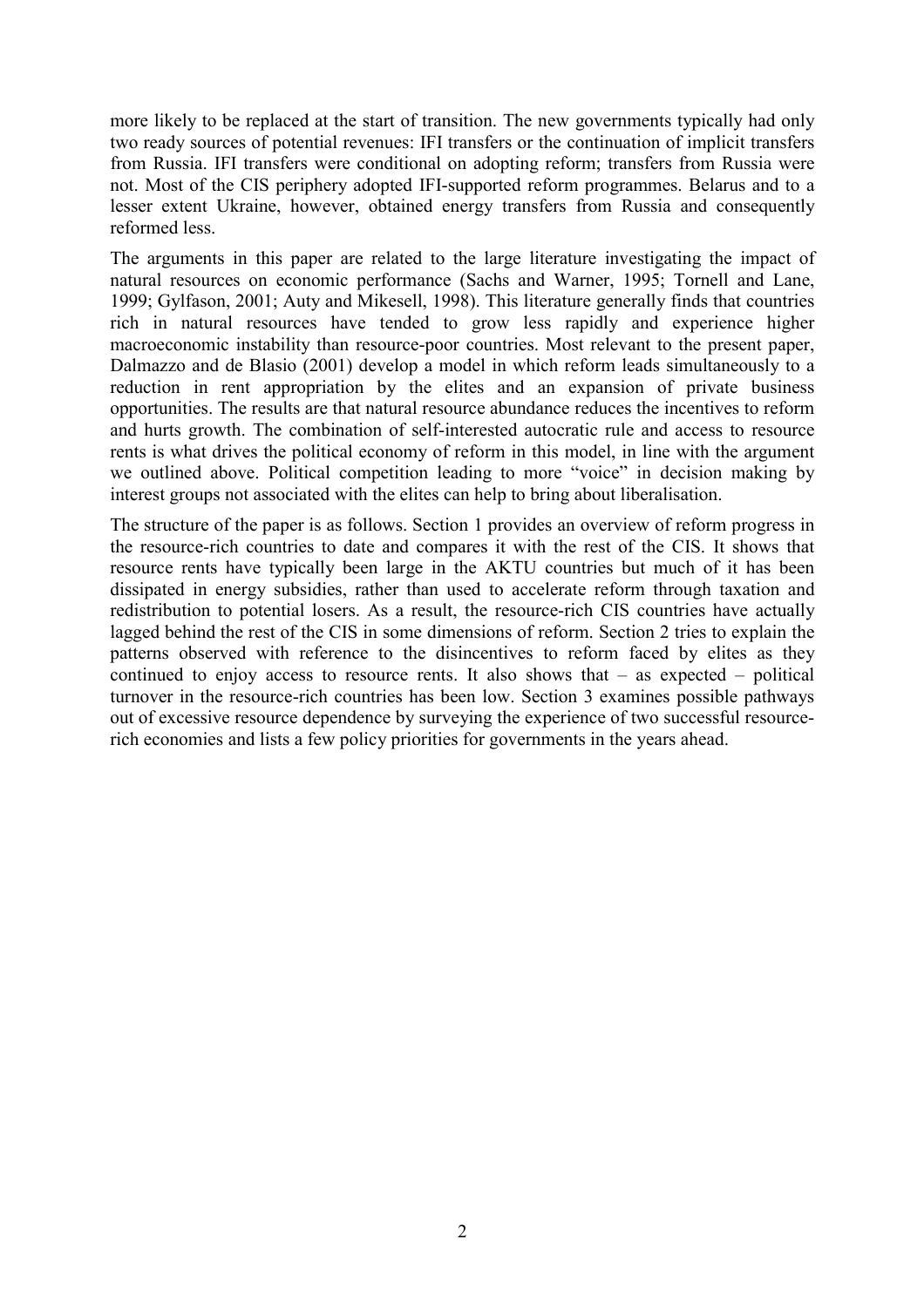more likely to be replaced at the start of transition. The new governments typically had only two ready sources of potential revenues: IFI transfers or the continuation of implicit transfers from Russia. IFI transfers were conditional on adopting reform; transfers from Russia were not. Most of the CIS periphery adopted IFI-supported reform programmes. Belarus and to a lesser extent Ukraine, however, obtained energy transfers from Russia and consequently reformed less.

The arguments in this paper are related to the large literature investigating the impact of natural resources on economic performance (Sachs and Warner, 1995; Tornell and Lane, 1999; Gylfason, 2001; Auty and Mikesell, 1998). This literature generally finds that countries rich in natural resources have tended to grow less rapidly and experience higher macroeconomic instability than resource-poor countries. Most relevant to the present paper, Dalmazzo and de Blasio (2001) develop a model in which reform leads simultaneously to a reduction in rent appropriation by the elites and an expansion of private business opportunities. The results are that natural resource abundance reduces the incentives to reform and hurts growth. The combination of self-interested autocratic rule and access to resource rents is what drives the political economy of reform in this model, in line with the argument we outlined above. Political competition leading to more "voice" in decision making by interest groups not associated with the elites can help to bring about liberalisation.

The structure of the paper is as follows. Section 1 provides an overview of reform progress in the resource-rich countries to date and compares it with the rest of the CIS. It shows that resource rents have typically been large in the AKTU countries but much of it has been dissipated in energy subsidies, rather than used to accelerate reform through taxation and redistribution to potential losers. As a result, the resource-rich CIS countries have actually lagged behind the rest of the CIS in some dimensions of reform. Section 2 tries to explain the patterns observed with reference to the disincentives to reform faced by elites as they continued to enjoy access to resource rents. It also shows that – as expected – political turnover in the resource-rich countries has been low. Section 3 examines possible pathways out of excessive resource dependence by surveying the experience of two successful resource-rich economies and lists a few policy priorities for governments in the years ahead.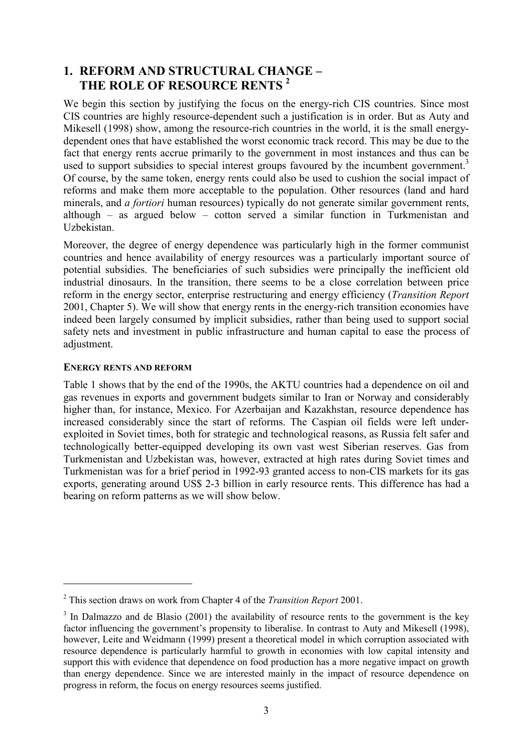# 1. REFORM AND STRUCTURAL CHANGE – THE ROLE OF RESOURCE RENTS [2]

We begin this section by justifying the focus on the energy-rich CIS countries. Since most CIS countries are highly resource-dependent such a justification is in order. But as Auty and Mikesell (1998) show, among the resource-rich countries in the world, it is the small energy-dependent ones that have established the worst economic track record. This may be due to the fact that energy rents accrue primarily to the government in most instances and thus can be used to support subsidies to special interest groups favoured by the incumbent government.[3] Of course, by the same token, energy rents could also be used to cushion the social impact of reforms and make them more acceptable to the population. Other resources (land and hard minerals, and *a fortiori* human resources) typically do not generate similar government rents, although – as argued below – cotton served a similar function in Turkmenistan and Uzbekistan.

Moreover, the degree of energy dependence was particularly high in the former communist countries and hence availability of energy resources was a particularly important source of potential subsidies. The beneficiaries of such subsidies were principally the inefficient old industrial dinosaurs. In the transition, there seems to be a close correlation between price reform in the energy sector, enterprise restructuring and energy efficiency (*Transition Report* 2001, Chapter 5). We will show that energy rents in the energy-rich transition economies have indeed been largely consumed by implicit subsidies, rather than being used to support social safety nets and investment in public infrastructure and human capital to ease the process of adjustment.

#### ENERGY RENTS AND REFORM

Table 1 shows that by the end of the 1990s, the AKTU countries had a dependence on oil and gas revenues in exports and government budgets similar to Iran or Norway and considerably higher than, for instance, Mexico. For Azerbaijan and Kazakhstan, resource dependence has increased considerably since the start of reforms. The Caspian oil fields were left under-exploited in Soviet times, both for strategic and technological reasons, as Russia felt safer and technologically better-equipped developing its own vast west Siberian reserves. Gas from Turkmenistan and Uzbekistan was, however, extracted at high rates during Soviet times and Turkmenistan was for a brief period in 1992-93 granted access to non-CIS markets for its gas exports, generating around US$ 2-3 billion in early resource rents. This difference has had a bearing on reform patterns as we will show below.

---

[2] This section draws on work from Chapter 4 of the *Transition Report* 2001.

[3] In Dalmazzo and de Blasio (2001) the availability of resource rents to the government is the key factor influencing the government's propensity to liberalise. In contrast to Auty and Mikesell (1998), however, Leite and Weidmann (1999) present a theoretical model in which corruption associated with resource dependence is particularly harmful to growth in economies with low capital intensity and support this with evidence that dependence on food production has a more negative impact on growth than energy dependence. Since we are interested mainly in the impact of resource dependence on progress in reform, the focus on energy resources seems justified.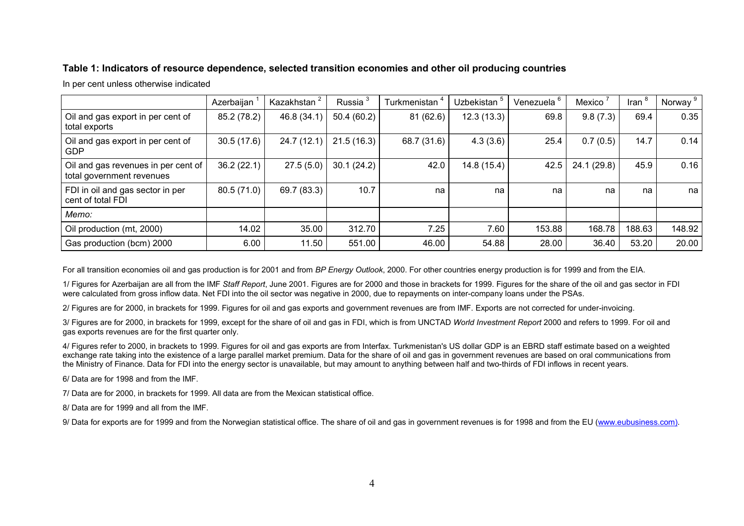**Table 1: Indicators of resource dependence, selected transition economies and other oil producing countries**

In per cent unless otherwise indicated

| | Azerbaijan [1] | Kazakhstan [2] | Russia [3] | Turkmenistan [4] | Uzbekistan [5] | Venezuela [6] | Mexico [7] | Iran [8] | Norway [9] |
|---|---|---|---|---|---|---|---|---|---|
| Oil and gas export in per cent of total exports | 85.2 (78.2) | 46.8 (34.1) | 50.4 (60.2) | 81 (62.6) | 12.3 (13.3) | 69.8 | 9.8 (7.3) | 69.4 | 0.35 |
| Oil and gas export in per cent of GDP | 30.5 (17.6) | 24.7 (12.1) | 21.5 (16.3) | 68.7 (31.6) | 4.3 (3.6) | 25.4 | 0.7 (0.5) | 14.7 | 0.14 |
| Oil and gas revenues in per cent of total government revenues | 36.2 (22.1) | 27.5 (5.0) | 30.1 (24.2) | 42.0 | 14.8 (15.4) | 42.5 | 24.1 (29.8) | 45.9 | 0.16 |
| FDI in oil and gas sector in per cent of total FDI | 80.5 (71.0) | 69.7 (83.3) | 10.7 | na | na | na | na | na | na |
| *Memo:* | | | | | | | | | |
| Oil production (mt, 2000) | 14.02 | 35.00 | 312.70 | 7.25 | 7.60 | 153.88 | 168.78 | 188.63 | 148.92 |
| Gas production (bcm) 2000 | 6.00 | 11.50 | 551.00 | 46.00 | 54.88 | 28.00 | 36.40 | 53.20 | 20.00 |

For all transition economies oil and gas production is for 2001 and from *BP Energy Outlook*, 2000. For other countries energy production is for 1999 and from the EIA.

1/ Figures for Azerbaijan are all from the IMF *Staff Report*, June 2001. Figures are for 2000 and those in brackets for 1999. Figures for the share of the oil and gas sector in FDI were calculated from gross inflow data. Net FDI into the oil sector was negative in 2000, due to repayments on inter-company loans under the PSAs.

2/ Figures are for 2000, in brackets for 1999. Figures for oil and gas exports and government revenues are from IMF. Exports are not corrected for under-invoicing.

3/ Figures are for 2000, in brackets for 1999, except for the share of oil and gas in FDI, which is from UNCTAD *World Investment Report* 2000 and refers to 1999. For oil and gas exports revenues are for the first quarter only.

4/ Figures refer to 2000, in brackets to 1999. Figures for oil and gas exports are from Interfax. Turkmenistan's US dollar GDP is an EBRD staff estimate based on a weighted exchange rate taking into the existence of a large parallel market premium. Data for the share of oil and gas in government revenues are based on oral communications from the Ministry of Finance. Data for FDI into the energy sector is unavailable, but may amount to anything between half and two-thirds of FDI inflows in recent years.

6/ Data are for 1998 and from the IMF.

7/ Data are for 2000, in brackets for 1999. All data are from the Mexican statistical office.

8/ Data are for 1999 and all from the IMF.

9/ Data for exports are for 1999 and from the Norwegian statistical office. The share of oil and gas in government revenues is for 1998 and from the EU (www.eubusiness.com).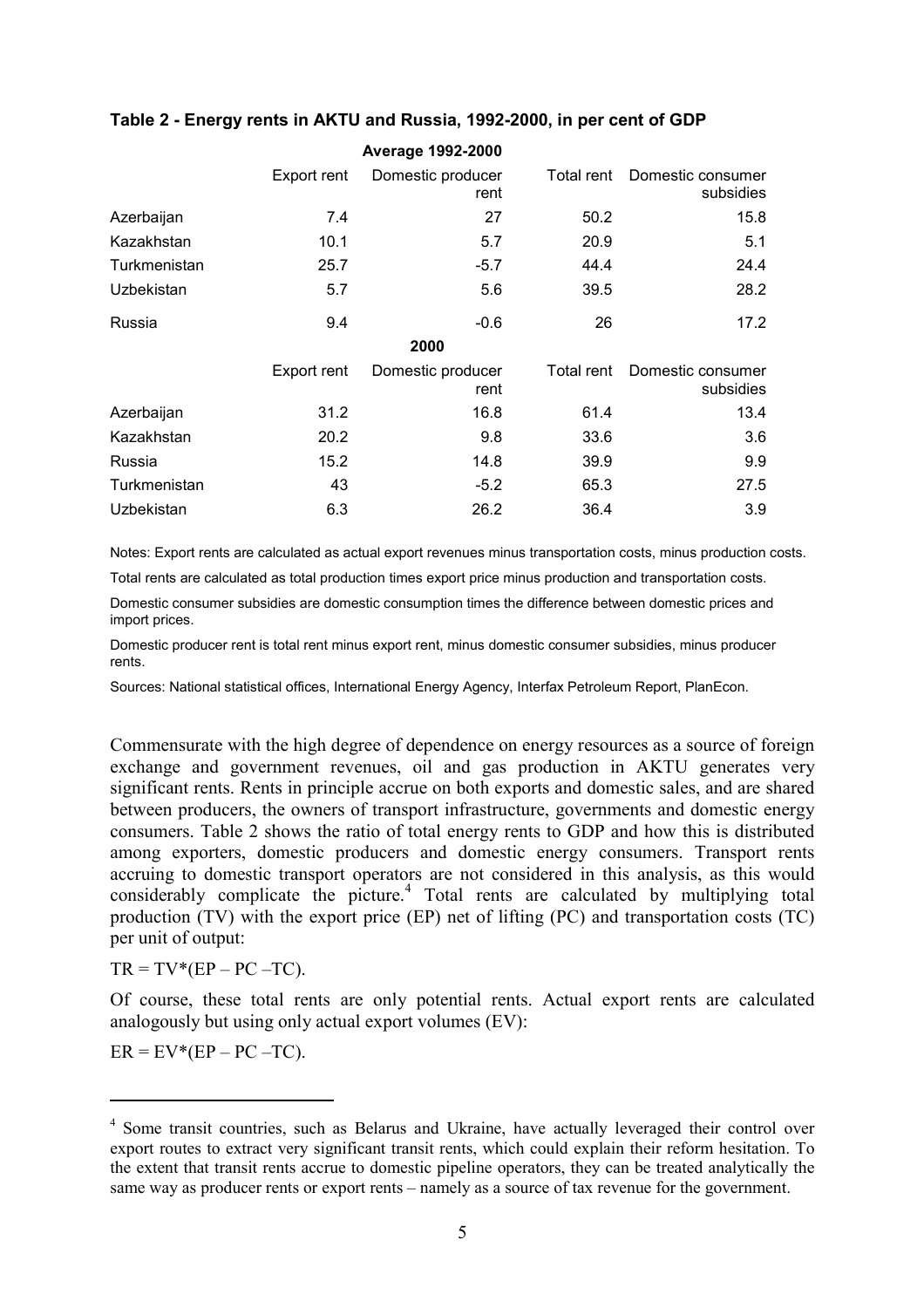**Table 2 - Energy rents in AKTU and Russia, 1992-2000, in per cent of GDP**

| | Average 1992-2000 | | | |
|---|---|---|---|---|
| | Export rent | Domestic producer rent | Total rent | Domestic consumer subsidies |
| Azerbaijan | 7.4 | 27 | 50.2 | 15.8 |
| Kazakhstan | 10.1 | 5.7 | 20.9 | 5.1 |
| Turkmenistan | 25.7 | -5.7 | 44.4 | 24.4 |
| Uzbekistan | 5.7 | 5.6 | 39.5 | 28.2 |
| Russia | 9.4 | -0.6 | 26 | 17.2 |
| | **2000** | | | |
| | Export rent | Domestic producer rent | Total rent | Domestic consumer subsidies |
| Azerbaijan | 31.2 | 16.8 | 61.4 | 13.4 |
| Kazakhstan | 20.2 | 9.8 | 33.6 | 3.6 |
| Russia | 15.2 | 14.8 | 39.9 | 9.9 |
| Turkmenistan | 43 | -5.2 | 65.3 | 27.5 |
| Uzbekistan | 6.3 | 26.2 | 36.4 | 3.9 |

Notes: Export rents are calculated as actual export revenues minus transportation costs, minus production costs.

Total rents are calculated as total production times export price minus production and transportation costs.

Domestic consumer subsidies are domestic consumption times the difference between domestic prices and import prices.

Domestic producer rent is total rent minus export rent, minus domestic consumer subsidies, minus producer rents.

Sources: National statistical offices, International Energy Agency, Interfax Petroleum Report, PlanEcon.

Commensurate with the high degree of dependence on energy resources as a source of foreign exchange and government revenues, oil and gas production in AKTU generates very significant rents. Rents in principle accrue on both exports and domestic sales, and are shared between producers, the owners of transport infrastructure, governments and domestic energy consumers. Table 2 shows the ratio of total energy rents to GDP and how this is distributed among exporters, domestic producers and domestic energy consumers. Transport rents accruing to domestic transport operators are not considered in this analysis, as this would considerably complicate the picture.[4] Total rents are calculated by multiplying total production (TV) with the export price (EP) net of lifting (PC) and transportation costs (TC) per unit of output:

$$TR = TV*(EP - PC - TC).$$

Of course, these total rents are only potential rents. Actual export rents are calculated analogously but using only actual export volumes (EV):

$$ER = EV*(EP - PC - TC).$$

[4] Some transit countries, such as Belarus and Ukraine, have actually leveraged their control over export routes to extract very significant transit rents, which could explain their reform hesitation. To the extent that transit rents accrue to domestic pipeline operators, they can be treated analytically the same way as producer rents or export rents – namely as a source of tax revenue for the government.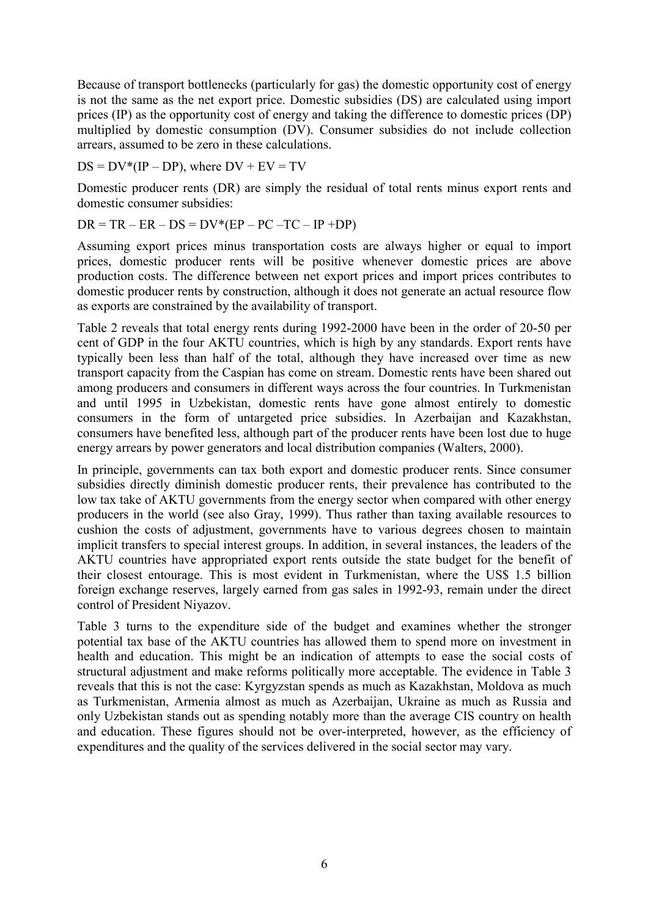Because of transport bottlenecks (particularly for gas) the domestic opportunity cost of energy is not the same as the net export price. Domestic subsidies (DS) are calculated using import prices (IP) as the opportunity cost of energy and taking the difference to domestic prices (DP) multiplied by domestic consumption (DV). Consumer subsidies do not include collection arrears, assumed to be zero in these calculations.

$$DS = DV*(IP - DP), \text{ where } DV + EV = TV$$

Domestic producer rents (DR) are simply the residual of total rents minus export rents and domestic consumer subsidies:

$$DR = TR - ER - DS = DV*(EP - PC - TC - IP + DP)$$

Assuming export prices minus transportation costs are always higher or equal to import prices, domestic producer rents will be positive whenever domestic prices are above production costs. The difference between net export prices and import prices contributes to domestic producer rents by construction, although it does not generate an actual resource flow as exports are constrained by the availability of transport.

Table 2 reveals that total energy rents during 1992-2000 have been in the order of 20-50 per cent of GDP in the four AKTU countries, which is high by any standards. Export rents have typically been less than half of the total, although they have increased over time as new transport capacity from the Caspian has come on stream. Domestic rents have been shared out among producers and consumers in different ways across the four countries. In Turkmenistan and until 1995 in Uzbekistan, domestic rents have gone almost entirely to domestic consumers in the form of untargeted price subsidies. In Azerbaijan and Kazakhstan, consumers have benefited less, although part of the producer rents have been lost due to huge energy arrears by power generators and local distribution companies (Walters, 2000).

In principle, governments can tax both export and domestic producer rents. Since consumer subsidies directly diminish domestic producer rents, their prevalence has contributed to the low tax take of AKTU governments from the energy sector when compared with other energy producers in the world (see also Gray, 1999). Thus rather than taxing available resources to cushion the costs of adjustment, governments have to various degrees chosen to maintain implicit transfers to special interest groups. In addition, in several instances, the leaders of the AKTU countries have appropriated export rents outside the state budget for the benefit of their closest entourage. This is most evident in Turkmenistan, where the US$ 1.5 billion foreign exchange reserves, largely earned from gas sales in 1992-93, remain under the direct control of President Niyazov.

Table 3 turns to the expenditure side of the budget and examines whether the stronger potential tax base of the AKTU countries has allowed them to spend more on investment in health and education. This might be an indication of attempts to ease the social costs of structural adjustment and make reforms politically more acceptable. The evidence in Table 3 reveals that this is not the case: Kyrgyzstan spends as much as Kazakhstan, Moldova as much as Turkmenistan, Armenia almost as much as Azerbaijan, Ukraine as much as Russia and only Uzbekistan stands out as spending notably more than the average CIS country on health and education. These figures should not be over-interpreted, however, as the efficiency of expenditures and the quality of the services delivered in the social sector may vary.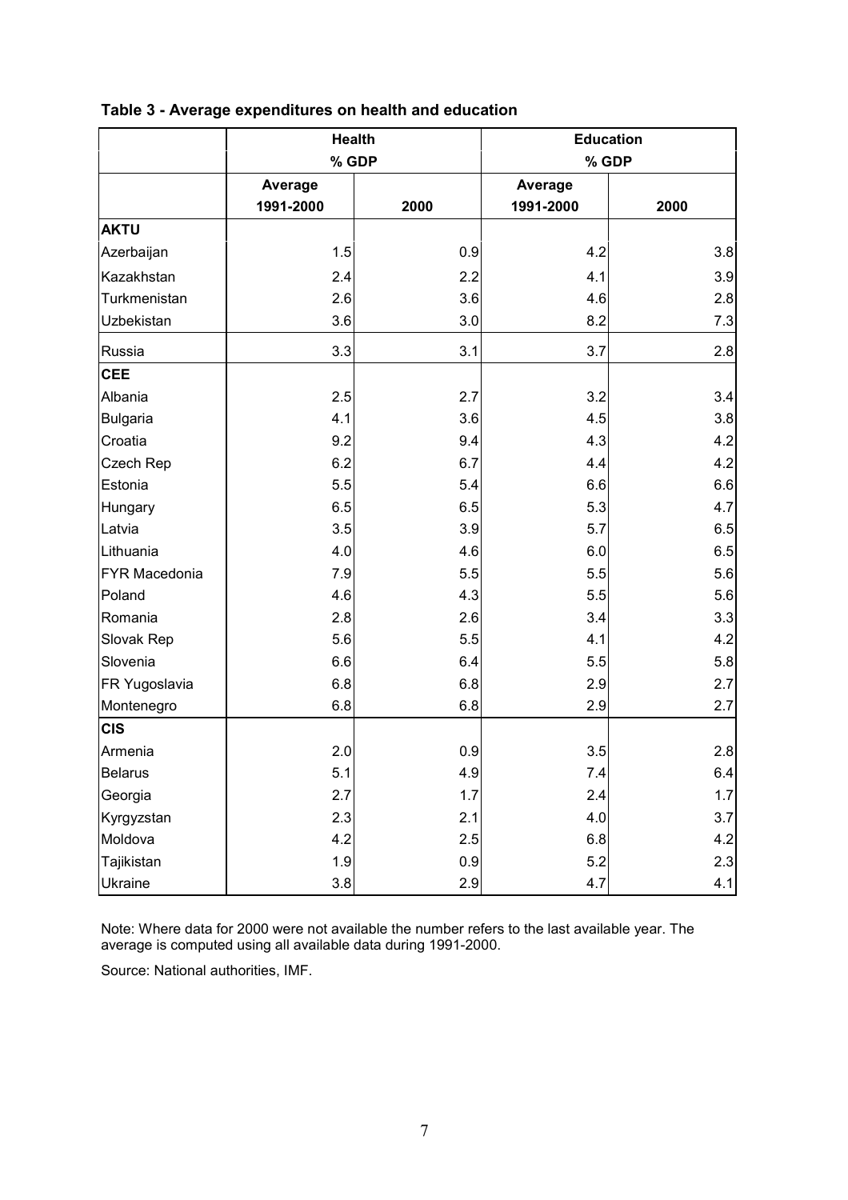**Table 3 - Average expenditures on health and education**

| | Health % GDP | | Education % GDP | |
|---|---|---|---|---|
| | Average 1991-2000 | 2000 | Average 1991-2000 | 2000 |
| **AKTU** | | | | |
| Azerbaijan | 1.5 | 0.9 | 4.2 | 3.8 |
| Kazakhstan | 2.4 | 2.2 | 4.1 | 3.9 |
| Turkmenistan | 2.6 | 3.6 | 4.6 | 2.8 |
| Uzbekistan | 3.6 | 3.0 | 8.2 | 7.3 |
| Russia | 3.3 | 3.1 | 3.7 | 2.8 |
| **CEE** | | | | |
| Albania | 2.5 | 2.7 | 3.2 | 3.4 |
| Bulgaria | 4.1 | 3.6 | 4.5 | 3.8 |
| Croatia | 9.2 | 9.4 | 4.3 | 4.2 |
| Czech Rep | 6.2 | 6.7 | 4.4 | 4.2 |
| Estonia | 5.5 | 5.4 | 6.6 | 6.6 |
| Hungary | 6.5 | 6.5 | 5.3 | 4.7 |
| Latvia | 3.5 | 3.9 | 5.7 | 6.5 |
| Lithuania | 4.0 | 4.6 | 6.0 | 6.5 |
| FYR Macedonia | 7.9 | 5.5 | 5.5 | 5.6 |
| Poland | 4.6 | 4.3 | 5.5 | 5.6 |
| Romania | 2.8 | 2.6 | 3.4 | 3.3 |
| Slovak Rep | 5.6 | 5.5 | 4.1 | 4.2 |
| Slovenia | 6.6 | 6.4 | 5.5 | 5.8 |
| FR Yugoslavia | 6.8 | 6.8 | 2.9 | 2.7 |
| Montenegro | 6.8 | 6.8 | 2.9 | 2.7 |
| **CIS** | | | | |
| Armenia | 2.0 | 0.9 | 3.5 | 2.8 |
| Belarus | 5.1 | 4.9 | 7.4 | 6.4 |
| Georgia | 2.7 | 1.7 | 2.4 | 1.7 |
| Kyrgyzstan | 2.3 | 2.1 | 4.0 | 3.7 |
| Moldova | 4.2 | 2.5 | 6.8 | 4.2 |
| Tajikistan | 1.9 | 0.9 | 5.2 | 2.3 |
| Ukraine | 3.8 | 2.9 | 4.7 | 4.1 |

Note: Where data for 2000 were not available the number refers to the last available year. The average is computed using all available data during 1991-2000.

Source: National authorities, IMF.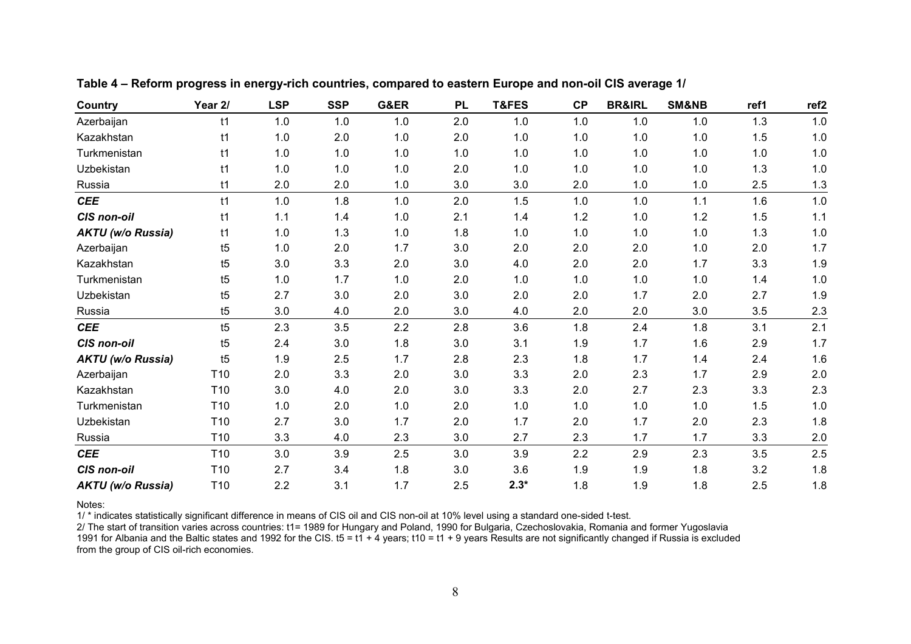**Table 4 – Reform progress in energy-rich countries, compared to eastern Europe and non-oil CIS average 1/**

| Country | Year 2/ | LSP | SSP | G&ER | PL | T&FES | CP | BR&IRL | SM&NB | ref1 | ref2 |
|---|---|---|---|---|---|---|---|---|---|---|---|
| Azerbaijan | t1 | 1.0 | 1.0 | 1.0 | 2.0 | 1.0 | 1.0 | 1.0 | 1.0 | 1.3 | 1.0 |
| Kazakhstan | t1 | 1.0 | 2.0 | 1.0 | 2.0 | 1.0 | 1.0 | 1.0 | 1.0 | 1.5 | 1.0 |
| Turkmenistan | t1 | 1.0 | 1.0 | 1.0 | 1.0 | 1.0 | 1.0 | 1.0 | 1.0 | 1.0 | 1.0 |
| Uzbekistan | t1 | 1.0 | 1.0 | 1.0 | 2.0 | 1.0 | 1.0 | 1.0 | 1.0 | 1.3 | 1.0 |
| Russia | t1 | 2.0 | 2.0 | 1.0 | 3.0 | 3.0 | 2.0 | 1.0 | 1.0 | 2.5 | 1.3 |
| ***CEE*** | t1 | 1.0 | 1.8 | 1.0 | 2.0 | 1.5 | 1.0 | 1.0 | 1.1 | 1.6 | 1.0 |
| ***CIS non-oil*** | t1 | 1.1 | 1.4 | 1.0 | 2.1 | 1.4 | 1.2 | 1.0 | 1.2 | 1.5 | 1.1 |
| ***AKTU (w/o Russia)*** | t1 | 1.0 | 1.3 | 1.0 | 1.8 | 1.0 | 1.0 | 1.0 | 1.0 | 1.3 | 1.0 |
| Azerbaijan | t5 | 1.0 | 2.0 | 1.7 | 3.0 | 2.0 | 2.0 | 2.0 | 1.0 | 2.0 | 1.7 |
| Kazakhstan | t5 | 3.0 | 3.3 | 2.0 | 3.0 | 4.0 | 2.0 | 2.0 | 1.7 | 3.3 | 1.9 |
| Turkmenistan | t5 | 1.0 | 1.7 | 1.0 | 2.0 | 1.0 | 1.0 | 1.0 | 1.0 | 1.4 | 1.0 |
| Uzbekistan | t5 | 2.7 | 3.0 | 2.0 | 3.0 | 2.0 | 2.0 | 1.7 | 2.0 | 2.7 | 1.9 |
| Russia | t5 | 3.0 | 4.0 | 2.0 | 3.0 | 4.0 | 2.0 | 2.0 | 3.0 | 3.5 | 2.3 |
| ***CEE*** | t5 | 2.3 | 3.5 | 2.2 | 2.8 | 3.6 | 1.8 | 2.4 | 1.8 | 3.1 | 2.1 |
| ***CIS non-oil*** | t5 | 2.4 | 3.0 | 1.8 | 3.0 | 3.1 | 1.9 | 1.7 | 1.6 | 2.9 | 1.7 |
| ***AKTU (w/o Russia)*** | t5 | 1.9 | 2.5 | 1.7 | 2.8 | 2.3 | 1.8 | 1.7 | 1.4 | 2.4 | 1.6 |
| Azerbaijan | T10 | 2.0 | 3.3 | 2.0 | 3.0 | 3.3 | 2.0 | 2.3 | 1.7 | 2.9 | 2.0 |
| Kazakhstan | T10 | 3.0 | 4.0 | 2.0 | 3.0 | 3.3 | 2.0 | 2.7 | 2.3 | 3.3 | 2.3 |
| Turkmenistan | T10 | 1.0 | 2.0 | 1.0 | 2.0 | 1.0 | 1.0 | 1.0 | 1.0 | 1.5 | 1.0 |
| Uzbekistan | T10 | 2.7 | 3.0 | 1.7 | 2.0 | 1.7 | 2.0 | 1.7 | 2.0 | 2.3 | 1.8 |
| Russia | T10 | 3.3 | 4.0 | 2.3 | 3.0 | 2.7 | 2.3 | 1.7 | 1.7 | 3.3 | 2.0 |
| ***CEE*** | T10 | 3.0 | 3.9 | 2.5 | 3.0 | 3.9 | 2.2 | 2.9 | 2.3 | 3.5 | 2.5 |
| ***CIS non-oil*** | T10 | 2.7 | 3.4 | 1.8 | 3.0 | 3.6 | 1.9 | 1.9 | 1.8 | 3.2 | 1.8 |
| ***AKTU (w/o Russia)*** | T10 | 2.2 | 3.1 | 1.7 | 2.5 | **2.3*** | 1.8 | 1.9 | 1.8 | 2.5 | 1.8 |

Notes:

1/ * indicates statistically significant difference in means of CIS oil and CIS non-oil at 10% level using a standard one-sided t-test.

2/ The start of transition varies across countries: t1= 1989 for Hungary and Poland, 1990 for Bulgaria, Czechoslovakia, Romania and former Yugoslavia 1991 for Albania and the Baltic states and 1992 for the CIS. t5 = t1 + 4 years; t10 = t1 + 9 years Results are not significantly changed if Russia is excluded from the group of CIS oil-rich economies.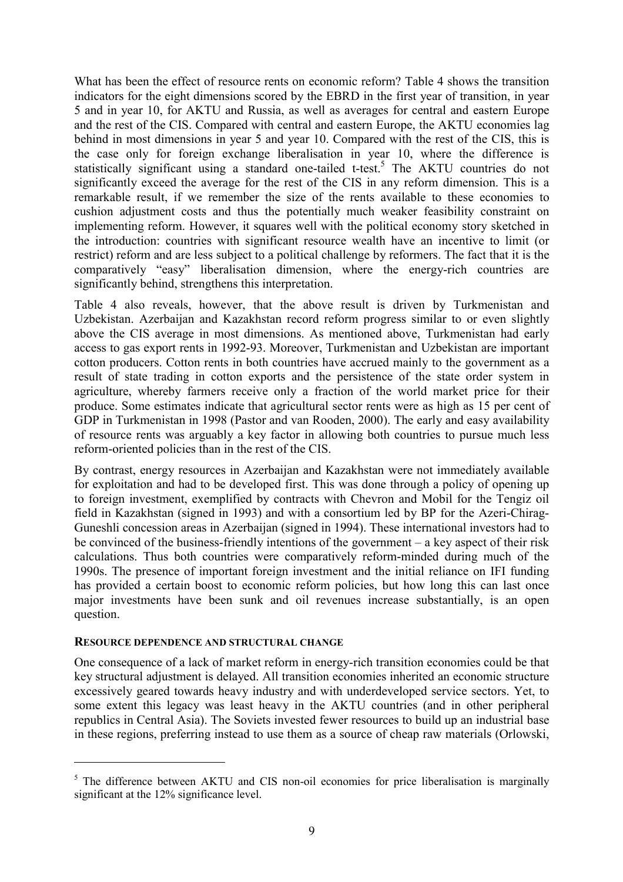What has been the effect of resource rents on economic reform? Table 4 shows the transition indicators for the eight dimensions scored by the EBRD in the first year of transition, in year 5 and in year 10, for AKTU and Russia, as well as averages for central and eastern Europe and the rest of the CIS. Compared with central and eastern Europe, the AKTU economies lag behind in most dimensions in year 5 and year 10. Compared with the rest of the CIS, this is the case only for foreign exchange liberalisation in year 10, where the difference is statistically significant using a standard one-tailed t-test.[5] The AKTU countries do not significantly exceed the average for the rest of the CIS in any reform dimension. This is a remarkable result, if we remember the size of the rents available to these economies to cushion adjustment costs and thus the potentially much weaker feasibility constraint on implementing reform. However, it squares well with the political economy story sketched in the introduction: countries with significant resource wealth have an incentive to limit (or restrict) reform and are less subject to a political challenge by reformers. The fact that it is the comparatively "easy" liberalisation dimension, where the energy-rich countries are significantly behind, strengthens this interpretation.

Table 4 also reveals, however, that the above result is driven by Turkmenistan and Uzbekistan. Azerbaijan and Kazakhstan record reform progress similar to or even slightly above the CIS average in most dimensions. As mentioned above, Turkmenistan had early access to gas export rents in 1992-93. Moreover, Turkmenistan and Uzbekistan are important cotton producers. Cotton rents in both countries have accrued mainly to the government as a result of state trading in cotton exports and the persistence of the state order system in agriculture, whereby farmers receive only a fraction of the world market price for their produce. Some estimates indicate that agricultural sector rents were as high as 15 per cent of GDP in Turkmenistan in 1998 (Pastor and van Rooden, 2000). The early and easy availability of resource rents was arguably a key factor in allowing both countries to pursue much less reform-oriented policies than in the rest of the CIS.

By contrast, energy resources in Azerbaijan and Kazakhstan were not immediately available for exploitation and had to be developed first. This was done through a policy of opening up to foreign investment, exemplified by contracts with Chevron and Mobil for the Tengiz oil field in Kazakhstan (signed in 1993) and with a consortium led by BP for the Azeri-Chirag-Guneshli concession areas in Azerbaijan (signed in 1994). These international investors had to be convinced of the business-friendly intentions of the government – a key aspect of their risk calculations. Thus both countries were comparatively reform-minded during much of the 1990s. The presence of important foreign investment and the initial reliance on IFI funding has provided a certain boost to economic reform policies, but how long this can last once major investments have been sunk and oil revenues increase substantially, is an open question.

### RESOURCE DEPENDENCE AND STRUCTURAL CHANGE

One consequence of a lack of market reform in energy-rich transition economies could be that key structural adjustment is delayed. All transition economies inherited an economic structure excessively geared towards heavy industry and with underdeveloped service sectors. Yet, to some extent this legacy was least heavy in the AKTU countries (and in other peripheral republics in Central Asia). The Soviets invested fewer resources to build up an industrial base in these regions, preferring instead to use them as a source of cheap raw materials (Orlowski,

[5] The difference between AKTU and CIS non-oil economies for price liberalisation is marginally significant at the 12% significance level.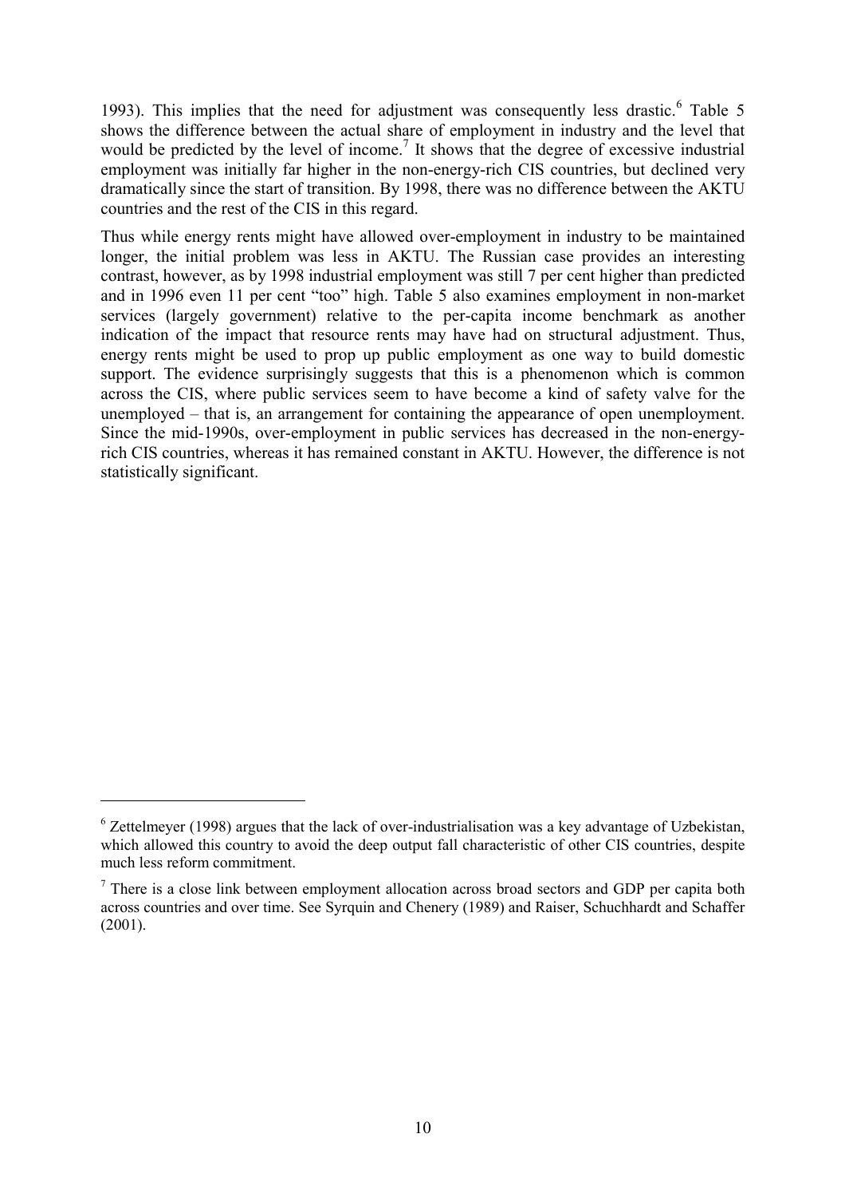1993). This implies that the need for adjustment was consequently less drastic.[6] Table 5 shows the difference between the actual share of employment in industry and the level that would be predicted by the level of income.[7] It shows that the degree of excessive industrial employment was initially far higher in the non-energy-rich CIS countries, but declined very dramatically since the start of transition. By 1998, there was no difference between the AKTU countries and the rest of the CIS in this regard.

Thus while energy rents might have allowed over-employment in industry to be maintained longer, the initial problem was less in AKTU. The Russian case provides an interesting contrast, however, as by 1998 industrial employment was still 7 per cent higher than predicted and in 1996 even 11 per cent "too" high. Table 5 also examines employment in non-market services (largely government) relative to the per-capita income benchmark as another indication of the impact that resource rents may have had on structural adjustment. Thus, energy rents might be used to prop up public employment as one way to build domestic support. The evidence surprisingly suggests that this is a phenomenon which is common across the CIS, where public services seem to have become a kind of safety valve for the unemployed – that is, an arrangement for containing the appearance of open unemployment. Since the mid-1990s, over-employment in public services has decreased in the non-energy-rich CIS countries, whereas it has remained constant in AKTU. However, the difference is not statistically significant.

---

[6] Zettelmeyer (1998) argues that the lack of over-industrialisation was a key advantage of Uzbekistan, which allowed this country to avoid the deep output fall characteristic of other CIS countries, despite much less reform commitment.

[7] There is a close link between employment allocation across broad sectors and GDP per capita both across countries and over time. See Syrquin and Chenery (1989) and Raiser, Schuchhardt and Schaffer (2001).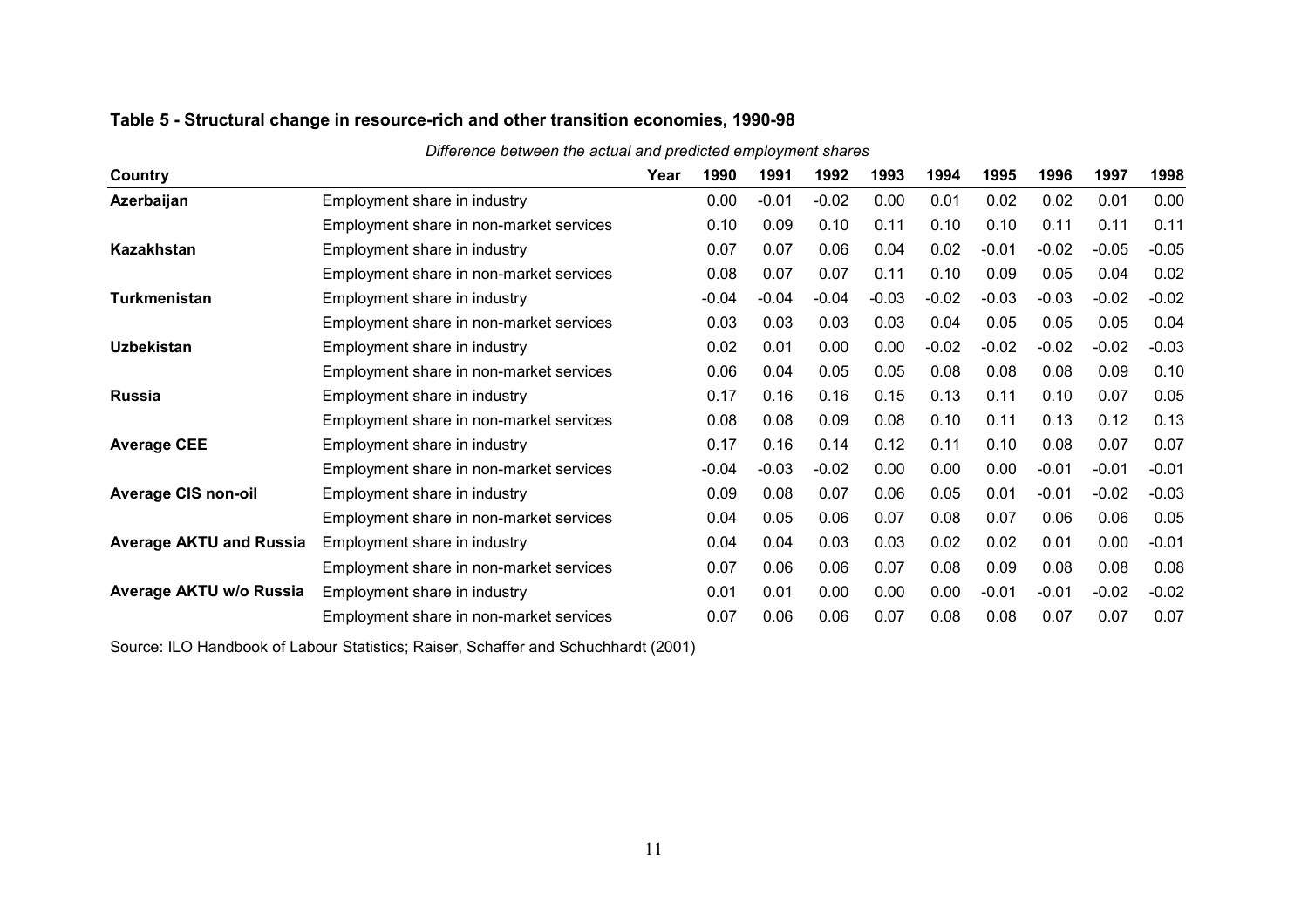**Table 5 - Structural change in resource-rich and other transition economies, 1990-98**

*Difference between the actual and predicted employment shares*

| Country | Year | 1990 | 1991 | 1992 | 1993 | 1994 | 1995 | 1996 | 1997 | 1998 |
|---|---|---|---|---|---|---|---|---|---|---|
| **Azerbaijan** | Employment share in industry | 0.00 | -0.01 | -0.02 | 0.00 | 0.01 | 0.02 | 0.02 | 0.01 | 0.00 |
| | Employment share in non-market services | 0.10 | 0.09 | 0.10 | 0.11 | 0.10 | 0.10 | 0.11 | 0.11 | 0.11 |
| **Kazakhstan** | Employment share in industry | 0.07 | 0.07 | 0.06 | 0.04 | 0.02 | -0.01 | -0.02 | -0.05 | -0.05 |
| | Employment share in non-market services | 0.08 | 0.07 | 0.07 | 0.11 | 0.10 | 0.09 | 0.05 | 0.04 | 0.02 |
| **Turkmenistan** | Employment share in industry | -0.04 | -0.04 | -0.04 | -0.03 | -0.02 | -0.03 | -0.03 | -0.02 | -0.02 |
| | Employment share in non-market services | 0.03 | 0.03 | 0.03 | 0.03 | 0.04 | 0.05 | 0.05 | 0.05 | 0.04 |
| **Uzbekistan** | Employment share in industry | 0.02 | 0.01 | 0.00 | 0.00 | -0.02 | -0.02 | -0.02 | -0.02 | -0.03 |
| | Employment share in non-market services | 0.06 | 0.04 | 0.05 | 0.05 | 0.08 | 0.08 | 0.08 | 0.09 | 0.10 |
| **Russia** | Employment share in industry | 0.17 | 0.16 | 0.16 | 0.15 | 0.13 | 0.11 | 0.10 | 0.07 | 0.05 |
| | Employment share in non-market services | 0.08 | 0.08 | 0.09 | 0.08 | 0.10 | 0.11 | 0.13 | 0.12 | 0.13 |
| **Average CEE** | Employment share in industry | 0.17 | 0.16 | 0.14 | 0.12 | 0.11 | 0.10 | 0.08 | 0.07 | 0.07 |
| | Employment share in non-market services | -0.04 | -0.03 | -0.02 | 0.00 | 0.00 | 0.00 | -0.01 | -0.01 | -0.01 |
| **Average CIS non-oil** | Employment share in industry | 0.09 | 0.08 | 0.07 | 0.06 | 0.05 | 0.01 | -0.01 | -0.02 | -0.03 |
| | Employment share in non-market services | 0.04 | 0.05 | 0.06 | 0.07 | 0.08 | 0.07 | 0.06 | 0.06 | 0.05 |
| **Average AKTU and Russia** | Employment share in industry | 0.04 | 0.04 | 0.03 | 0.03 | 0.02 | 0.02 | 0.01 | 0.00 | -0.01 |
| | Employment share in non-market services | 0.07 | 0.06 | 0.06 | 0.07 | 0.08 | 0.09 | 0.08 | 0.08 | 0.08 |
| **Average AKTU w/o Russia** | Employment share in industry | 0.01 | 0.01 | 0.00 | 0.00 | 0.00 | -0.01 | -0.01 | -0.02 | -0.02 |
| | Employment share in non-market services | 0.07 | 0.06 | 0.06 | 0.07 | 0.08 | 0.08 | 0.07 | 0.07 | 0.07 |

Source: ILO Handbook of Labour Statistics; Raiser, Schaffer and Schuchhardt (2001)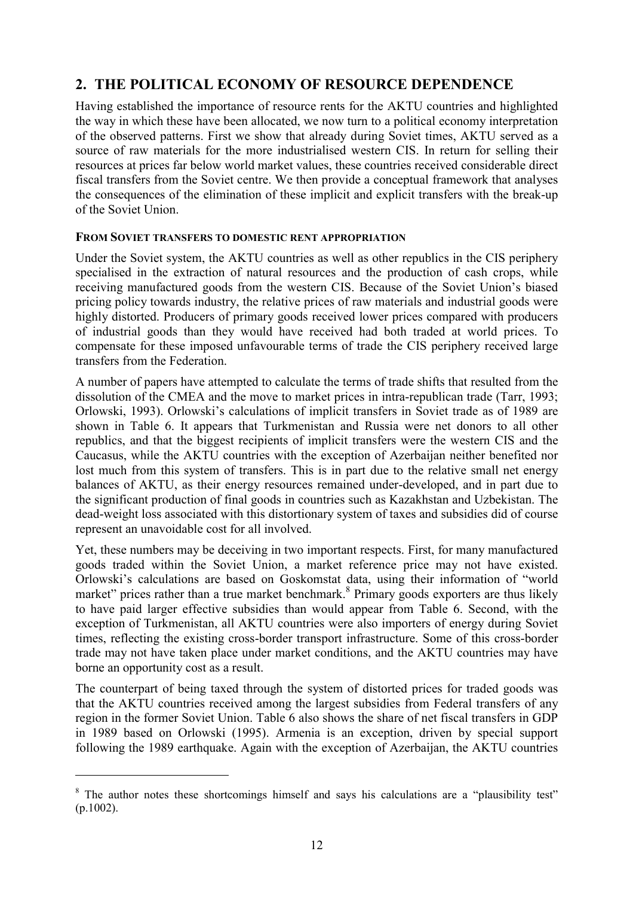## 2. THE POLITICAL ECONOMY OF RESOURCE DEPENDENCE

Having established the importance of resource rents for the AKTU countries and highlighted the way in which these have been allocated, we now turn to a political economy interpretation of the observed patterns. First we show that already during Soviet times, AKTU served as a source of raw materials for the more industrialised western CIS. In return for selling their resources at prices far below world market values, these countries received considerable direct fiscal transfers from the Soviet centre. We then provide a conceptual framework that analyses the consequences of the elimination of these implicit and explicit transfers with the break-up of the Soviet Union.

### FROM SOVIET TRANSFERS TO DOMESTIC RENT APPROPRIATION

Under the Soviet system, the AKTU countries as well as other republics in the CIS periphery specialised in the extraction of natural resources and the production of cash crops, while receiving manufactured goods from the western CIS. Because of the Soviet Union's biased pricing policy towards industry, the relative prices of raw materials and industrial goods were highly distorted. Producers of primary goods received lower prices compared with producers of industrial goods than they would have received had both traded at world prices. To compensate for these imposed unfavourable terms of trade the CIS periphery received large transfers from the Federation.

A number of papers have attempted to calculate the terms of trade shifts that resulted from the dissolution of the CMEA and the move to market prices in intra-republican trade (Tarr, 1993; Orlowski, 1993). Orlowski's calculations of implicit transfers in Soviet trade as of 1989 are shown in Table 6. It appears that Turkmenistan and Russia were net donors to all other republics, and that the biggest recipients of implicit transfers were the western CIS and the Caucasus, while the AKTU countries with the exception of Azerbaijan neither benefited nor lost much from this system of transfers. This is in part due to the relative small net energy balances of AKTU, as their energy resources remained under-developed, and in part due to the significant production of final goods in countries such as Kazakhstan and Uzbekistan. The dead-weight loss associated with this distortionary system of taxes and subsidies did of course represent an unavoidable cost for all involved.

Yet, these numbers may be deceiving in two important respects. First, for many manufactured goods traded within the Soviet Union, a market reference price may not have existed. Orlowski's calculations are based on Goskomstat data, using their information of "world market" prices rather than a true market benchmark.[8] Primary goods exporters are thus likely to have paid larger effective subsidies than would appear from Table 6. Second, with the exception of Turkmenistan, all AKTU countries were also importers of energy during Soviet times, reflecting the existing cross-border transport infrastructure. Some of this cross-border trade may not have taken place under market conditions, and the AKTU countries may have borne an opportunity cost as a result.

The counterpart of being taxed through the system of distorted prices for traded goods was that the AKTU countries received among the largest subsidies from Federal transfers of any region in the former Soviet Union. Table 6 also shows the share of net fiscal transfers in GDP in 1989 based on Orlowski (1995). Armenia is an exception, driven by special support following the 1989 earthquake. Again with the exception of Azerbaijan, the AKTU countries

[8] The author notes these shortcomings himself and says his calculations are a "plausibility test" (p.1002).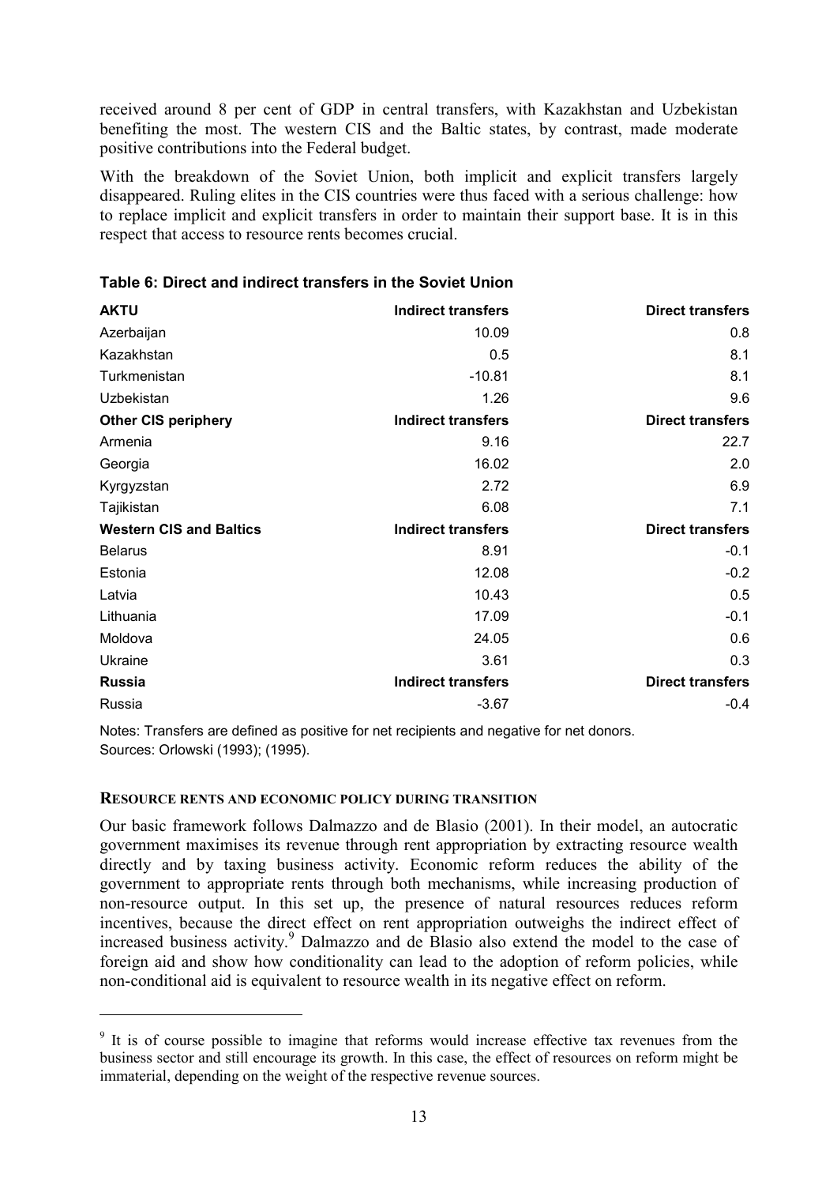received around 8 per cent of GDP in central transfers, with Kazakhstan and Uzbekistan benefiting the most. The western CIS and the Baltic states, by contrast, made moderate positive contributions into the Federal budget.

With the breakdown of the Soviet Union, both implicit and explicit transfers largely disappeared. Ruling elites in the CIS countries were thus faced with a serious challenge: how to replace implicit and explicit transfers in order to maintain their support base. It is in this respect that access to resource rents becomes crucial.

**Table 6: Direct and indirect transfers in the Soviet Union**

| **AKTU** | **Indirect transfers** | **Direct transfers** |
|---|---|---|
| Azerbaijan | 10.09 | 0.8 |
| Kazakhstan | 0.5 | 8.1 |
| Turkmenistan | -10.81 | 8.1 |
| Uzbekistan | 1.26 | 9.6 |
| **Other CIS periphery** | **Indirect transfers** | **Direct transfers** |
| Armenia | 9.16 | 22.7 |
| Georgia | 16.02 | 2.0 |
| Kyrgyzstan | 2.72 | 6.9 |
| Tajikistan | 6.08 | 7.1 |
| **Western CIS and Baltics** | **Indirect transfers** | **Direct transfers** |
| Belarus | 8.91 | -0.1 |
| Estonia | 12.08 | -0.2 |
| Latvia | 10.43 | 0.5 |
| Lithuania | 17.09 | -0.1 |
| Moldova | 24.05 | 0.6 |
| Ukraine | 3.61 | 0.3 |
| **Russia** | **Indirect transfers** | **Direct transfers** |
| Russia | -3.67 | -0.4 |

Notes: Transfers are defined as positive for net recipients and negative for net donors.
Sources: Orlowski (1993); (1995).

### RESOURCE RENTS AND ECONOMIC POLICY DURING TRANSITION

Our basic framework follows Dalmazzo and de Blasio (2001). In their model, an autocratic government maximises its revenue through rent appropriation by extracting resource wealth directly and by taxing business activity. Economic reform reduces the ability of the government to appropriate rents through both mechanisms, while increasing production of non-resource output. In this set up, the presence of natural resources reduces reform incentives, because the direct effect on rent appropriation outweighs the indirect effect of increased business activity.[9] Dalmazzo and de Blasio also extend the model to the case of foreign aid and show how conditionality can lead to the adoption of reform policies, while non-conditional aid is equivalent to resource wealth in its negative effect on reform.

[9] It is of course possible to imagine that reforms would increase effective tax revenues from the business sector and still encourage its growth. In this case, the effect of resources on reform might be immaterial, depending on the weight of the respective revenue sources.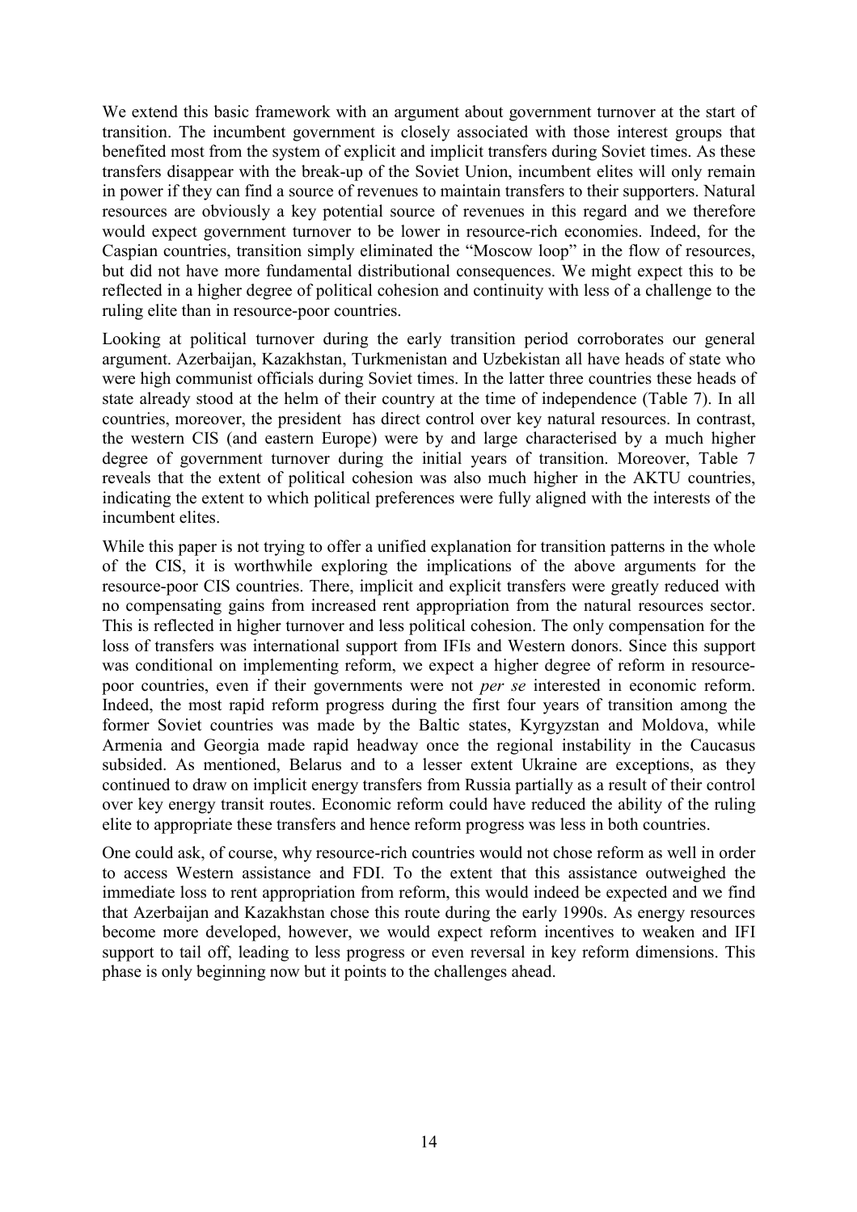We extend this basic framework with an argument about government turnover at the start of transition. The incumbent government is closely associated with those interest groups that benefited most from the system of explicit and implicit transfers during Soviet times. As these transfers disappear with the break-up of the Soviet Union, incumbent elites will only remain in power if they can find a source of revenues to maintain transfers to their supporters. Natural resources are obviously a key potential source of revenues in this regard and we therefore would expect government turnover to be lower in resource-rich economies. Indeed, for the Caspian countries, transition simply eliminated the "Moscow loop" in the flow of resources, but did not have more fundamental distributional consequences. We might expect this to be reflected in a higher degree of political cohesion and continuity with less of a challenge to the ruling elite than in resource-poor countries.

Looking at political turnover during the early transition period corroborates our general argument. Azerbaijan, Kazakhstan, Turkmenistan and Uzbekistan all have heads of state who were high communist officials during Soviet times. In the latter three countries these heads of state already stood at the helm of their country at the time of independence (Table 7). In all countries, moreover, the president has direct control over key natural resources. In contrast, the western CIS (and eastern Europe) were by and large characterised by a much higher degree of government turnover during the initial years of transition. Moreover, Table 7 reveals that the extent of political cohesion was also much higher in the AKTU countries, indicating the extent to which political preferences were fully aligned with the interests of the incumbent elites.

While this paper is not trying to offer a unified explanation for transition patterns in the whole of the CIS, it is worthwhile exploring the implications of the above arguments for the resource-poor CIS countries. There, implicit and explicit transfers were greatly reduced with no compensating gains from increased rent appropriation from the natural resources sector. This is reflected in higher turnover and less political cohesion. The only compensation for the loss of transfers was international support from IFIs and Western donors. Since this support was conditional on implementing reform, we expect a higher degree of reform in resource-poor countries, even if their governments were not *per se* interested in economic reform. Indeed, the most rapid reform progress during the first four years of transition among the former Soviet countries was made by the Baltic states, Kyrgyzstan and Moldova, while Armenia and Georgia made rapid headway once the regional instability in the Caucasus subsided. As mentioned, Belarus and to a lesser extent Ukraine are exceptions, as they continued to draw on implicit energy transfers from Russia partially as a result of their control over key energy transit routes. Economic reform could have reduced the ability of the ruling elite to appropriate these transfers and hence reform progress was less in both countries.

One could ask, of course, why resource-rich countries would not chose reform as well in order to access Western assistance and FDI. To the extent that this assistance outweighed the immediate loss to rent appropriation from reform, this would indeed be expected and we find that Azerbaijan and Kazakhstan chose this route during the early 1990s. As energy resources become more developed, however, we would expect reform incentives to weaken and IFI support to tail off, leading to less progress or even reversal in key reform dimensions. This phase is only beginning now but it points to the challenges ahead.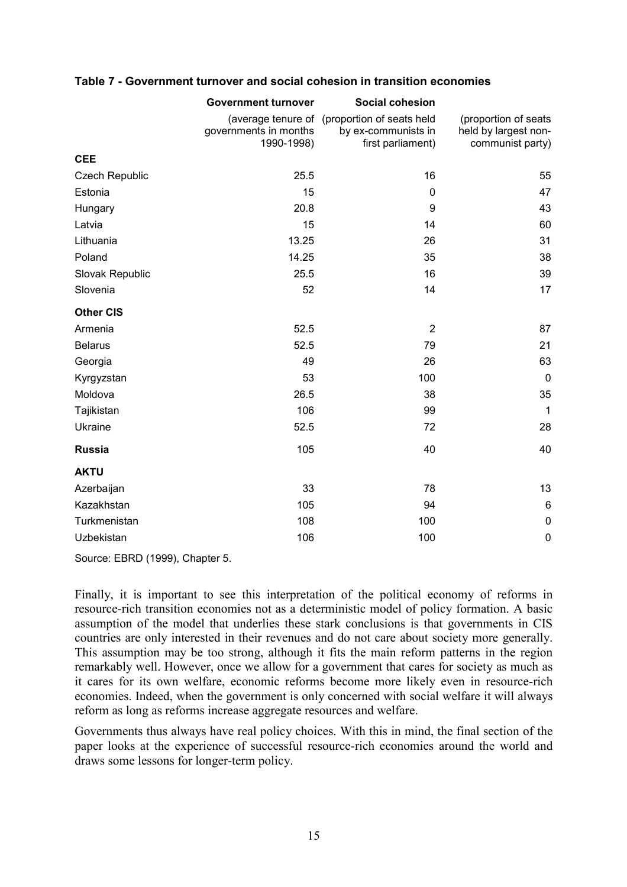**Table 7 - Government turnover and social cohesion in transition economies**

| | Government turnover | Social cohesion | |
|---|---|---|---|
| | (average tenure of governments in months 1990-1998) | (proportion of seats held by ex-communists in first parliament) | (proportion of seats held by largest non-communist party) |
| **CEE** | | | |
| Czech Republic | 25.5 | 16 | 55 |
| Estonia | 15 | 0 | 47 |
| Hungary | 20.8 | 9 | 43 |
| Latvia | 15 | 14 | 60 |
| Lithuania | 13.25 | 26 | 31 |
| Poland | 14.25 | 35 | 38 |
| Slovak Republic | 25.5 | 16 | 39 |
| Slovenia | 52 | 14 | 17 |
| **Other CIS** | | | |
| Armenia | 52.5 | 2 | 87 |
| Belarus | 52.5 | 79 | 21 |
| Georgia | 49 | 26 | 63 |
| Kyrgyzstan | 53 | 100 | 0 |
| Moldova | 26.5 | 38 | 35 |
| Tajikistan | 106 | 99 | 1 |
| Ukraine | 52.5 | 72 | 28 |
| **Russia** | 105 | 40 | 40 |
| **AKTU** | | | |
| Azerbaijan | 33 | 78 | 13 |
| Kazakhstan | 105 | 94 | 6 |
| Turkmenistan | 108 | 100 | 0 |
| Uzbekistan | 106 | 100 | 0 |

Source: EBRD (1999), Chapter 5.

Finally, it is important to see this interpretation of the political economy of reforms in resource-rich transition economies not as a deterministic model of policy formation. A basic assumption of the model that underlies these stark conclusions is that governments in CIS countries are only interested in their revenues and do not care about society more generally. This assumption may be too strong, although it fits the main reform patterns in the region remarkably well. However, once we allow for a government that cares for society as much as it cares for its own welfare, economic reforms become more likely even in resource-rich economies. Indeed, when the government is only concerned with social welfare it will always reform as long as reforms increase aggregate resources and welfare.

Governments thus always have real policy choices. With this in mind, the final section of the paper looks at the experience of successful resource-rich economies around the world and draws some lessons for longer-term policy.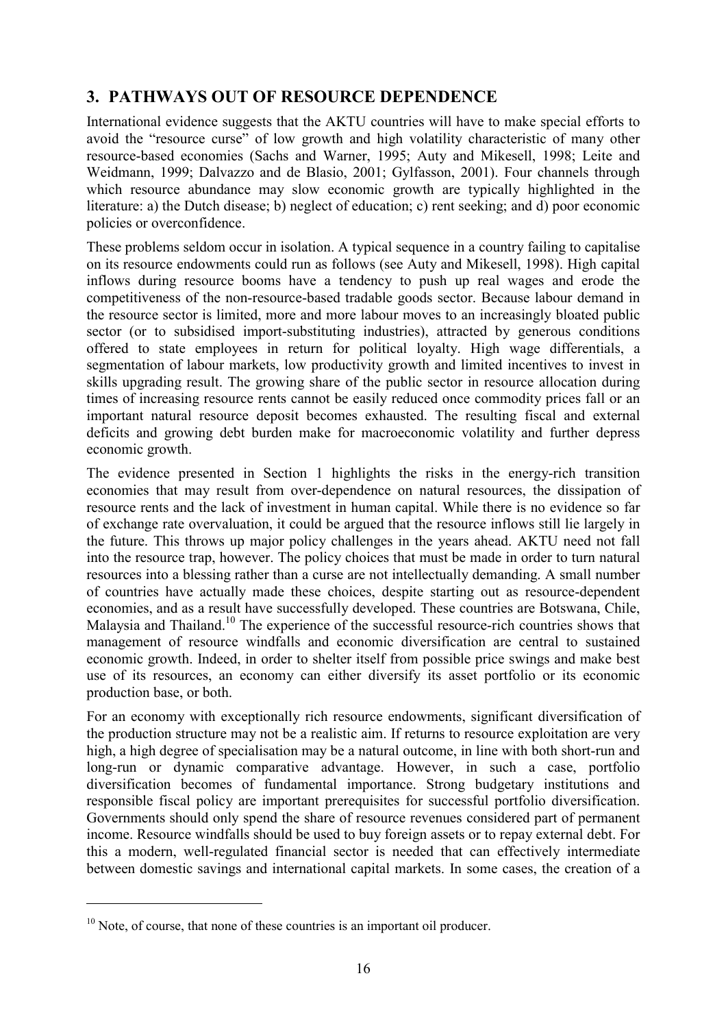## 3. PATHWAYS OUT OF RESOURCE DEPENDENCE

International evidence suggests that the AKTU countries will have to make special efforts to avoid the "resource curse" of low growth and high volatility characteristic of many other resource-based economies (Sachs and Warner, 1995; Auty and Mikesell, 1998; Leite and Weidmann, 1999; Dalvazzo and de Blasio, 2001; Gylfasson, 2001). Four channels through which resource abundance may slow economic growth are typically highlighted in the literature: a) the Dutch disease; b) neglect of education; c) rent seeking; and d) poor economic policies or overconfidence.

These problems seldom occur in isolation. A typical sequence in a country failing to capitalise on its resource endowments could run as follows (see Auty and Mikesell, 1998). High capital inflows during resource booms have a tendency to push up real wages and erode the competitiveness of the non-resource-based tradable goods sector. Because labour demand in the resource sector is limited, more and more labour moves to an increasingly bloated public sector (or to subsidised import-substituting industries), attracted by generous conditions offered to state employees in return for political loyalty. High wage differentials, a segmentation of labour markets, low productivity growth and limited incentives to invest in skills upgrading result. The growing share of the public sector in resource allocation during times of increasing resource rents cannot be easily reduced once commodity prices fall or an important natural resource deposit becomes exhausted. The resulting fiscal and external deficits and growing debt burden make for macroeconomic volatility and further depress economic growth.

The evidence presented in Section 1 highlights the risks in the energy-rich transition economies that may result from over-dependence on natural resources, the dissipation of resource rents and the lack of investment in human capital. While there is no evidence so far of exchange rate overvaluation, it could be argued that the resource inflows still lie largely in the future. This throws up major policy challenges in the years ahead. AKTU need not fall into the resource trap, however. The policy choices that must be made in order to turn natural resources into a blessing rather than a curse are not intellectually demanding. A small number of countries have actually made these choices, despite starting out as resource-dependent economies, and as a result have successfully developed. These countries are Botswana, Chile, Malaysia and Thailand.[10] The experience of the successful resource-rich countries shows that management of resource windfalls and economic diversification are central to sustained economic growth. Indeed, in order to shelter itself from possible price swings and make best use of its resources, an economy can either diversify its asset portfolio or its economic production base, or both.

For an economy with exceptionally rich resource endowments, significant diversification of the production structure may not be a realistic aim. If returns to resource exploitation are very high, a high degree of specialisation may be a natural outcome, in line with both short-run and long-run or dynamic comparative advantage. However, in such a case, portfolio diversification becomes of fundamental importance. Strong budgetary institutions and responsible fiscal policy are important prerequisites for successful portfolio diversification. Governments should only spend the share of resource revenues considered part of permanent income. Resource windfalls should be used to buy foreign assets or to repay external debt. For this a modern, well-regulated financial sector is needed that can effectively intermediate between domestic savings and international capital markets. In some cases, the creation of a

---

[10] Note, of course, that none of these countries is an important oil producer.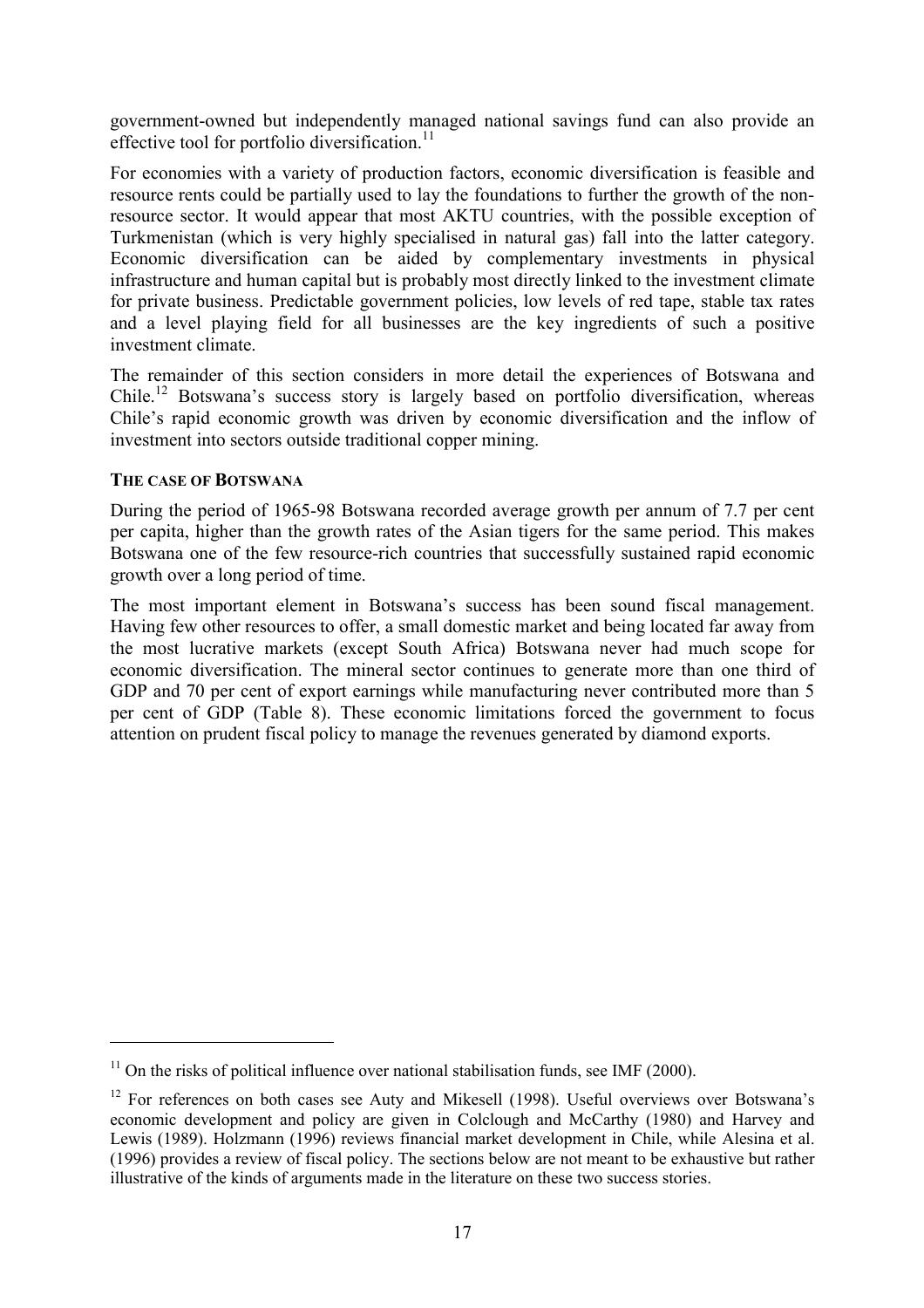government-owned but independently managed national savings fund can also provide an effective tool for portfolio diversification.[11]

For economies with a variety of production factors, economic diversification is feasible and resource rents could be partially used to lay the foundations to further the growth of the non-resource sector. It would appear that most AKTU countries, with the possible exception of Turkmenistan (which is very highly specialised in natural gas) fall into the latter category. Economic diversification can be aided by complementary investments in physical infrastructure and human capital but is probably most directly linked to the investment climate for private business. Predictable government policies, low levels of red tape, stable tax rates and a level playing field for all businesses are the key ingredients of such a positive investment climate.

The remainder of this section considers in more detail the experiences of Botswana and Chile.[12] Botswana's success story is largely based on portfolio diversification, whereas Chile's rapid economic growth was driven by economic diversification and the inflow of investment into sectors outside traditional copper mining.

### THE CASE OF BOTSWANA

During the period of 1965-98 Botswana recorded average growth per annum of 7.7 per cent per capita, higher than the growth rates of the Asian tigers for the same period. This makes Botswana one of the few resource-rich countries that successfully sustained rapid economic growth over a long period of time.

The most important element in Botswana's success has been sound fiscal management. Having few other resources to offer, a small domestic market and being located far away from the most lucrative markets (except South Africa) Botswana never had much scope for economic diversification. The mineral sector continues to generate more than one third of GDP and 70 per cent of export earnings while manufacturing never contributed more than 5 per cent of GDP (Table 8). These economic limitations forced the government to focus attention on prudent fiscal policy to manage the revenues generated by diamond exports.

---

[11] On the risks of political influence over national stabilisation funds, see IMF (2000).

[12] For references on both cases see Auty and Mikesell (1998). Useful overviews over Botswana's economic development and policy are given in Colclough and McCarthy (1980) and Harvey and Lewis (1989). Holzmann (1996) reviews financial market development in Chile, while Alesina et al. (1996) provides a review of fiscal policy. The sections below are not meant to be exhaustive but rather illustrative of the kinds of arguments made in the literature on these two success stories.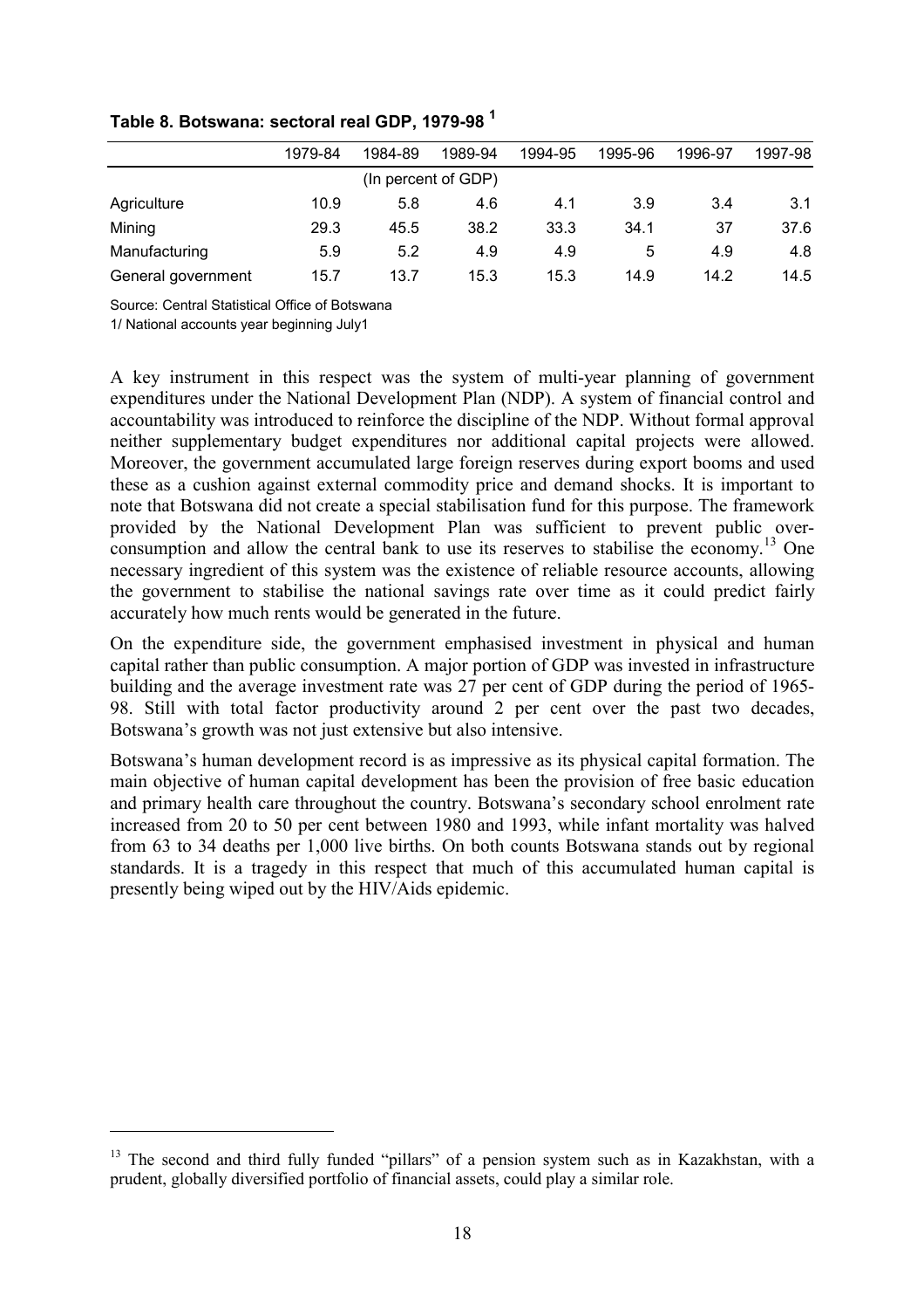**Table 8. Botswana: sectoral real GDP, 1979-98 [1]**

| | 1979-84 | 1984-89 | 1989-94 | 1994-95 | 1995-96 | 1996-97 | 1997-98 |
|---|---|---|---|---|---|---|---|
| | | | (In percent of GDP) | | | | |
| Agriculture | 10.9 | 5.8 | 4.6 | 4.1 | 3.9 | 3.4 | 3.1 |
| Mining | 29.3 | 45.5 | 38.2 | 33.3 | 34.1 | 37 | 37.6 |
| Manufacturing | 5.9 | 5.2 | 4.9 | 4.9 | 5 | 4.9 | 4.8 |
| General government | 15.7 | 13.7 | 15.3 | 15.3 | 14.9 | 14.2 | 14.5 |

Source: Central Statistical Office of Botswana

1/ National accounts year beginning July1

A key instrument in this respect was the system of multi-year planning of government expenditures under the National Development Plan (NDP). A system of financial control and accountability was introduced to reinforce the discipline of the NDP. Without formal approval neither supplementary budget expenditures nor additional capital projects were allowed. Moreover, the government accumulated large foreign reserves during export booms and used these as a cushion against external commodity price and demand shocks. It is important to note that Botswana did not create a special stabilisation fund for this purpose. The framework provided by the National Development Plan was sufficient to prevent public over-consumption and allow the central bank to use its reserves to stabilise the economy.[13] One necessary ingredient of this system was the existence of reliable resource accounts, allowing the government to stabilise the national savings rate over time as it could predict fairly accurately how much rents would be generated in the future.

On the expenditure side, the government emphasised investment in physical and human capital rather than public consumption. A major portion of GDP was invested in infrastructure building and the average investment rate was 27 per cent of GDP during the period of 1965-98. Still with total factor productivity around 2 per cent over the past two decades, Botswana's growth was not just extensive but also intensive.

Botswana's human development record is as impressive as its physical capital formation. The main objective of human capital development has been the provision of free basic education and primary health care throughout the country. Botswana's secondary school enrolment rate increased from 20 to 50 per cent between 1980 and 1993, while infant mortality was halved from 63 to 34 deaths per 1,000 live births. On both counts Botswana stands out by regional standards. It is a tragedy in this respect that much of this accumulated human capital is presently being wiped out by the HIV/Aids epidemic.

[13] The second and third fully funded "pillars" of a pension system such as in Kazakhstan, with a prudent, globally diversified portfolio of financial assets, could play a similar role.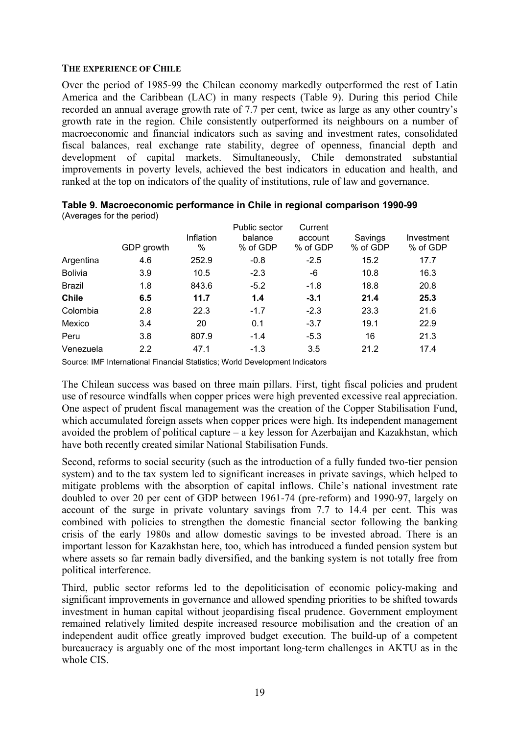### THE EXPERIENCE OF CHILE

Over the period of 1985-99 the Chilean economy markedly outperformed the rest of Latin America and the Caribbean (LAC) in many respects (Table 9). During this period Chile recorded an annual average growth rate of 7.7 per cent, twice as large as any other country's growth rate in the region. Chile consistently outperformed its neighbours on a number of macroeconomic and financial indicators such as saving and investment rates, consolidated fiscal balances, real exchange rate stability, degree of openness, financial depth and development of capital markets. Simultaneously, Chile demonstrated substantial improvements in poverty levels, achieved the best indicators in education and health, and ranked at the top on indicators of the quality of institutions, rule of law and governance.

**Table 9. Macroeconomic performance in Chile in regional comparison 1990-99**
(Averages for the period)

| | GDP growth | Inflation % | Public sector balance % of GDP | Current account % of GDP | Savings % of GDP | Investment % of GDP |
|---|---|---|---|---|---|---|
| Argentina | 4.6 | 252.9 | -0.8 | -2.5 | 15.2 | 17.7 |
| Bolivia | 3.9 | 10.5 | -2.3 | -6 | 10.8 | 16.3 |
| Brazil | 1.8 | 843.6 | -5.2 | -1.8 | 18.8 | 20.8 |
| **Chile** | **6.5** | **11.7** | **1.4** | **-3.1** | **21.4** | **25.3** |
| Colombia | 2.8 | 22.3 | -1.7 | -2.3 | 23.3 | 21.6 |
| Mexico | 3.4 | 20 | 0.1 | -3.7 | 19.1 | 22.9 |
| Peru | 3.8 | 807.9 | -1.4 | -5.3 | 16 | 21.3 |
| Venezuela | 2.2 | 47.1 | -1.3 | 3.5 | 21.2 | 17.4 |

Source: IMF International Financial Statistics; World Development Indicators

The Chilean success was based on three main pillars. First, tight fiscal policies and prudent use of resource windfalls when copper prices were high prevented excessive real appreciation. One aspect of prudent fiscal management was the creation of the Copper Stabilisation Fund, which accumulated foreign assets when copper prices were high. Its independent management avoided the problem of political capture – a key lesson for Azerbaijan and Kazakhstan, which have both recently created similar National Stabilisation Funds.

Second, reforms to social security (such as the introduction of a fully funded two-tier pension system) and to the tax system led to significant increases in private savings, which helped to mitigate problems with the absorption of capital inflows. Chile's national investment rate doubled to over 20 per cent of GDP between 1961-74 (pre-reform) and 1990-97, largely on account of the surge in private voluntary savings from 7.7 to 14.4 per cent. This was combined with policies to strengthen the domestic financial sector following the banking crisis of the early 1980s and allow domestic savings to be invested abroad. There is an important lesson for Kazakhstan here, too, which has introduced a funded pension system but where assets so far remain badly diversified, and the banking system is not totally free from political interference.

Third, public sector reforms led to the depoliticisation of economic policy-making and significant improvements in governance and allowed spending priorities to be shifted towards investment in human capital without jeopardising fiscal prudence. Government employment remained relatively limited despite increased resource mobilisation and the creation of an independent audit office greatly improved budget execution. The build-up of a competent bureaucracy is arguably one of the most important long-term challenges in AKTU as in the whole CIS.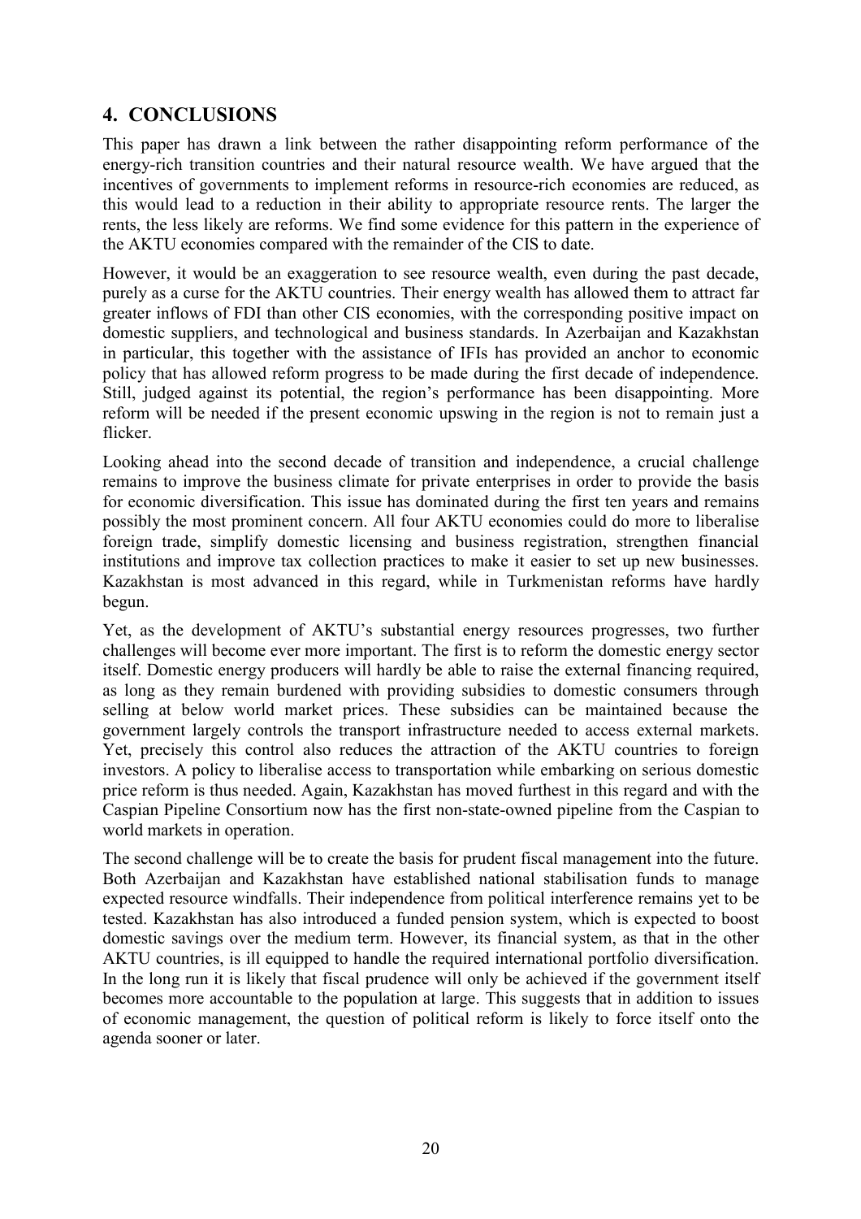## 4. CONCLUSIONS

This paper has drawn a link between the rather disappointing reform performance of the energy-rich transition countries and their natural resource wealth. We have argued that the incentives of governments to implement reforms in resource-rich economies are reduced, as this would lead to a reduction in their ability to appropriate resource rents. The larger the rents, the less likely are reforms. We find some evidence for this pattern in the experience of the AKTU economies compared with the remainder of the CIS to date.

However, it would be an exaggeration to see resource wealth, even during the past decade, purely as a curse for the AKTU countries. Their energy wealth has allowed them to attract far greater inflows of FDI than other CIS economies, with the corresponding positive impact on domestic suppliers, and technological and business standards. In Azerbaijan and Kazakhstan in particular, this together with the assistance of IFIs has provided an anchor to economic policy that has allowed reform progress to be made during the first decade of independence. Still, judged against its potential, the region's performance has been disappointing. More reform will be needed if the present economic upswing in the region is not to remain just a flicker.

Looking ahead into the second decade of transition and independence, a crucial challenge remains to improve the business climate for private enterprises in order to provide the basis for economic diversification. This issue has dominated during the first ten years and remains possibly the most prominent concern. All four AKTU economies could do more to liberalise foreign trade, simplify domestic licensing and business registration, strengthen financial institutions and improve tax collection practices to make it easier to set up new businesses. Kazakhstan is most advanced in this regard, while in Turkmenistan reforms have hardly begun.

Yet, as the development of AKTU's substantial energy resources progresses, two further challenges will become ever more important. The first is to reform the domestic energy sector itself. Domestic energy producers will hardly be able to raise the external financing required, as long as they remain burdened with providing subsidies to domestic consumers through selling at below world market prices. These subsidies can be maintained because the government largely controls the transport infrastructure needed to access external markets. Yet, precisely this control also reduces the attraction of the AKTU countries to foreign investors. A policy to liberalise access to transportation while embarking on serious domestic price reform is thus needed. Again, Kazakhstan has moved furthest in this regard and with the Caspian Pipeline Consortium now has the first non-state-owned pipeline from the Caspian to world markets in operation.

The second challenge will be to create the basis for prudent fiscal management into the future. Both Azerbaijan and Kazakhstan have established national stabilisation funds to manage expected resource windfalls. Their independence from political interference remains yet to be tested. Kazakhstan has also introduced a funded pension system, which is expected to boost domestic savings over the medium term. However, its financial system, as that in the other AKTU countries, is ill equipped to handle the required international portfolio diversification. In the long run it is likely that fiscal prudence will only be achieved if the government itself becomes more accountable to the population at large. This suggests that in addition to issues of economic management, the question of political reform is likely to force itself onto the agenda sooner or later.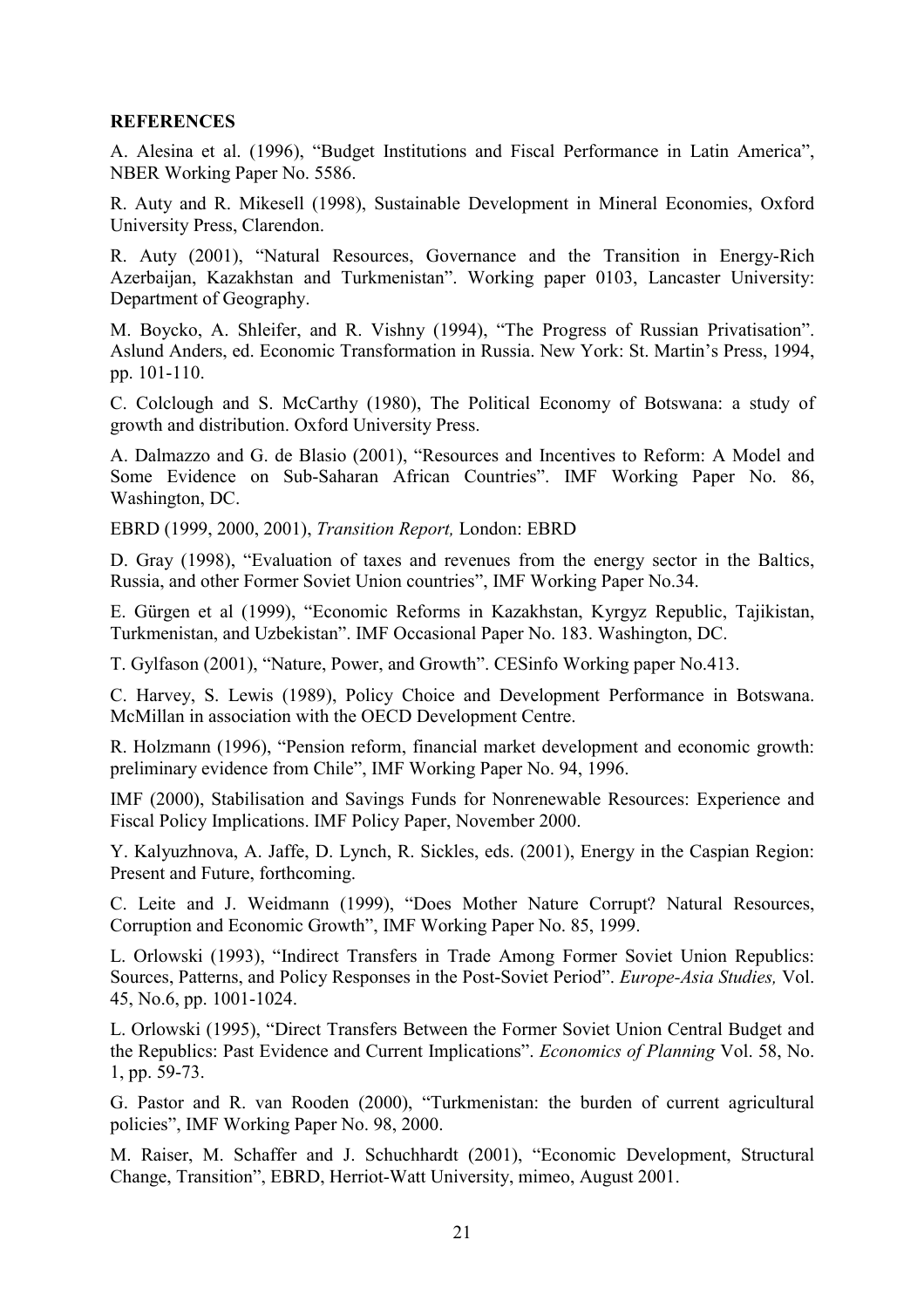**REFERENCES**

A. Alesina et al. (1996), "Budget Institutions and Fiscal Performance in Latin America", NBER Working Paper No. 5586.

R. Auty and R. Mikesell (1998), Sustainable Development in Mineral Economies, Oxford University Press, Clarendon.

R. Auty (2001), "Natural Resources, Governance and the Transition in Energy-Rich Azerbaijan, Kazakhstan and Turkmenistan". Working paper 0103, Lancaster University: Department of Geography.

M. Boycko, A. Shleifer, and R. Vishny (1994), "The Progress of Russian Privatisation". Aslund Anders, ed. Economic Transformation in Russia. New York: St. Martin's Press, 1994, pp. 101-110.

C. Colclough and S. McCarthy (1980), The Political Economy of Botswana: a study of growth and distribution. Oxford University Press.

A. Dalmazzo and G. de Blasio (2001), "Resources and Incentives to Reform: A Model and Some Evidence on Sub-Saharan African Countries". IMF Working Paper No. 86, Washington, DC.

EBRD (1999, 2000, 2001), *Transition Report,* London: EBRD

D. Gray (1998), "Evaluation of taxes and revenues from the energy sector in the Baltics, Russia, and other Former Soviet Union countries", IMF Working Paper No.34.

E. Gürgen et al (1999), "Economic Reforms in Kazakhstan, Kyrgyz Republic, Tajikistan, Turkmenistan, and Uzbekistan". IMF Occasional Paper No. 183. Washington, DC.

T. Gylfason (2001), "Nature, Power, and Growth". CESinfo Working paper No.413.

C. Harvey, S. Lewis (1989), Policy Choice and Development Performance in Botswana. McMillan in association with the OECD Development Centre.

R. Holzmann (1996), "Pension reform, financial market development and economic growth: preliminary evidence from Chile", IMF Working Paper No. 94, 1996.

IMF (2000), Stabilisation and Savings Funds for Nonrenewable Resources: Experience and Fiscal Policy Implications. IMF Policy Paper, November 2000.

Y. Kalyuzhnova, A. Jaffe, D. Lynch, R. Sickles, eds. (2001), Energy in the Caspian Region: Present and Future, forthcoming.

C. Leite and J. Weidmann (1999), "Does Mother Nature Corrupt? Natural Resources, Corruption and Economic Growth", IMF Working Paper No. 85, 1999.

L. Orlowski (1993), "Indirect Transfers in Trade Among Former Soviet Union Republics: Sources, Patterns, and Policy Responses in the Post-Soviet Period". *Europe-Asia Studies,* Vol. 45, No.6, pp. 1001-1024.

L. Orlowski (1995), "Direct Transfers Between the Former Soviet Union Central Budget and the Republics: Past Evidence and Current Implications". *Economics of Planning* Vol. 58, No. 1, pp. 59-73.

G. Pastor and R. van Rooden (2000), "Turkmenistan: the burden of current agricultural policies", IMF Working Paper No. 98, 2000.

M. Raiser, M. Schaffer and J. Schuchhardt (2001), "Economic Development, Structural Change, Transition", EBRD, Herriot-Watt University, mimeo, August 2001.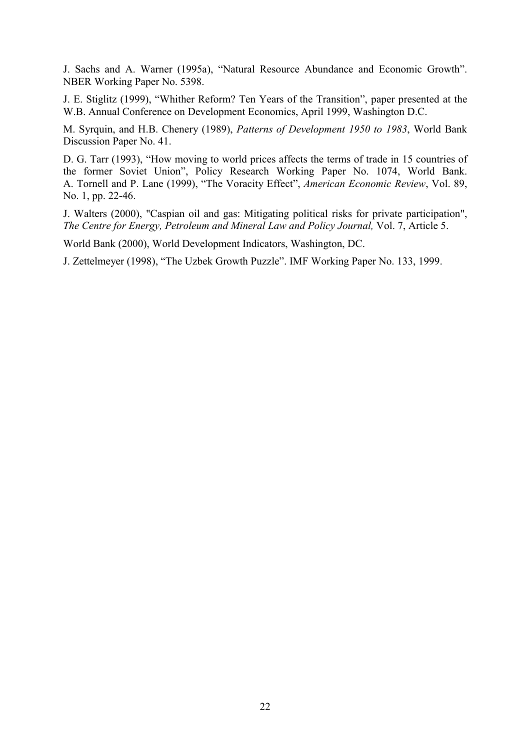J. Sachs and A. Warner (1995a), "Natural Resource Abundance and Economic Growth". NBER Working Paper No. 5398.

J. E. Stiglitz (1999), "Whither Reform? Ten Years of the Transition", paper presented at the W.B. Annual Conference on Development Economics, April 1999, Washington D.C.

M. Syrquin, and H.B. Chenery (1989), *Patterns of Development 1950 to 1983*, World Bank Discussion Paper No. 41.

D. G. Tarr (1993), "How moving to world prices affects the terms of trade in 15 countries of the former Soviet Union", Policy Research Working Paper No. 1074, World Bank.
A. Tornell and P. Lane (1999), "The Voracity Effect", *American Economic Review*, Vol. 89, No. 1, pp. 22-46.

J. Walters (2000), "Caspian oil and gas: Mitigating political risks for private participation", *The Centre for Energy, Petroleum and Mineral Law and Policy Journal,* Vol. 7, Article 5.

World Bank (2000), World Development Indicators, Washington, DC.

J. Zettelmeyer (1998), "The Uzbek Growth Puzzle". IMF Working Paper No. 133, 1999.